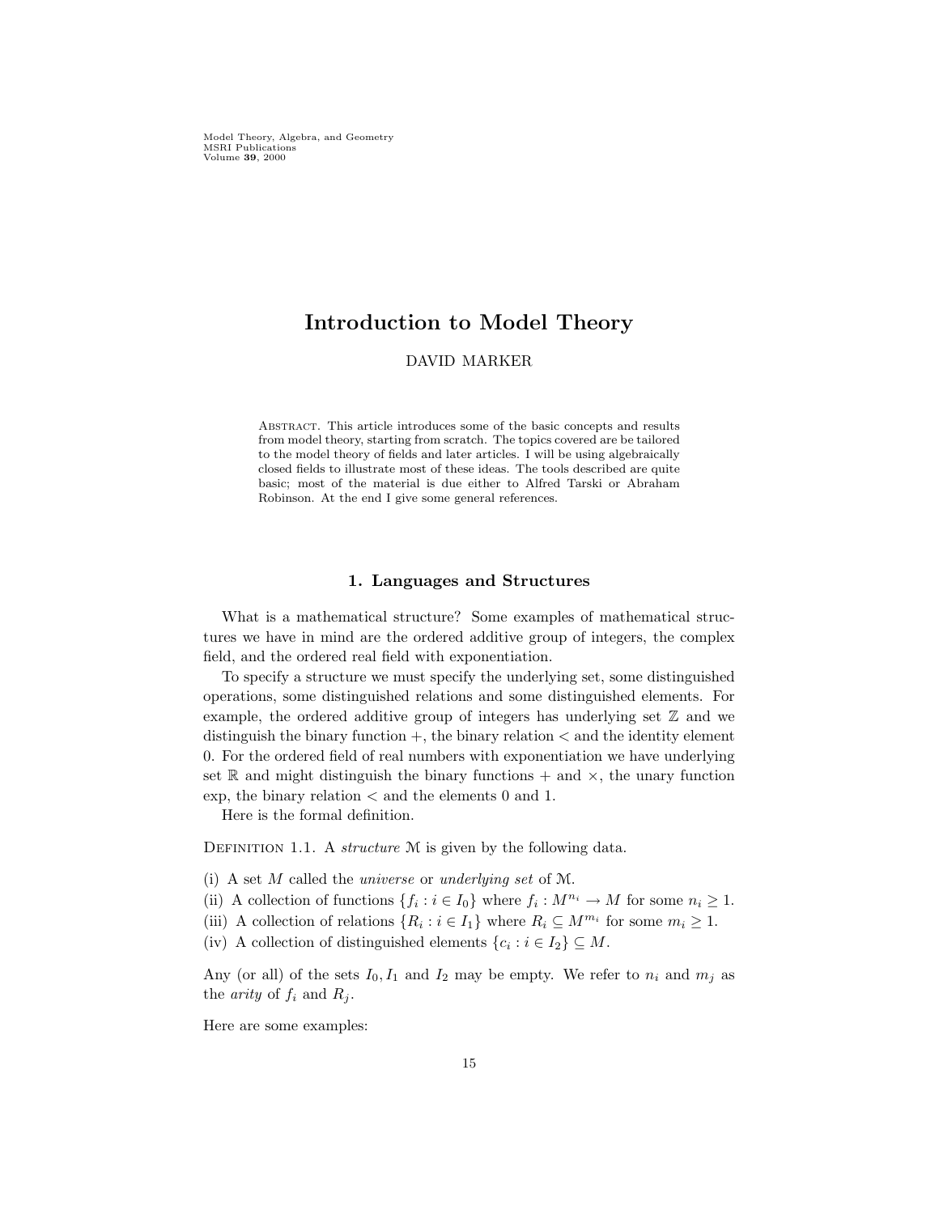# Introduction to Model Theory

DAVID MARKER

Abstract. This article introduces some of the basic concepts and results from model theory, starting from scratch. The topics covered are be tailored to the model theory of fields and later articles. I will be using algebraically closed fields to illustrate most of these ideas. The tools described are quite basic; most of the material is due either to Alfred Tarski or Abraham Robinson. At the end I give some general references.

## 1. Languages and Structures

What is a mathematical structure? Some examples of mathematical structures we have in mind are the ordered additive group of integers, the complex field, and the ordered real field with exponentiation.

To specify a structure we must specify the underlying set, some distinguished operations, some distinguished relations and some distinguished elements. For example, the ordered additive group of integers has underlying set $\mathbb{Z}$ and we distinguish the binary function $+$, the binary relation $<$ and the identity element $0$. For the ordered field of real numbers with exponentiation we have underlying set $\mathbb{R}$ and might distinguish the binary functions $+$ and $\times$, the unary function exp, the binary relation $<$ and the elements $0$ and $1$.

Here is the formal definition.

Definition 1.1. A *structure* $\mathcal{M}$ is given by the following data.

(i) A set $M$ called the *universe* or *underlying set* of $\mathcal{M}$.
(ii) A collection of functions $\{f_i : i \in I_0\}$ where $f_i : M^{n_i} \to M$ for some $n_i \geq 1$.
(iii) A collection of relations $\{R_i : i \in I_1\}$ where $R_i \subseteq M^{m_i}$ for some $m_i \geq 1$.
(iv) A collection of distinguished elements $\{c_i : i \in I_2\} \subseteq M$.

Any (or all) of the sets $I_0, I_1$ and $I_2$ may be empty. We refer to $n_i$ and $m_j$ as the *arity* of $f_i$ and $R_j$.

Here are some examples: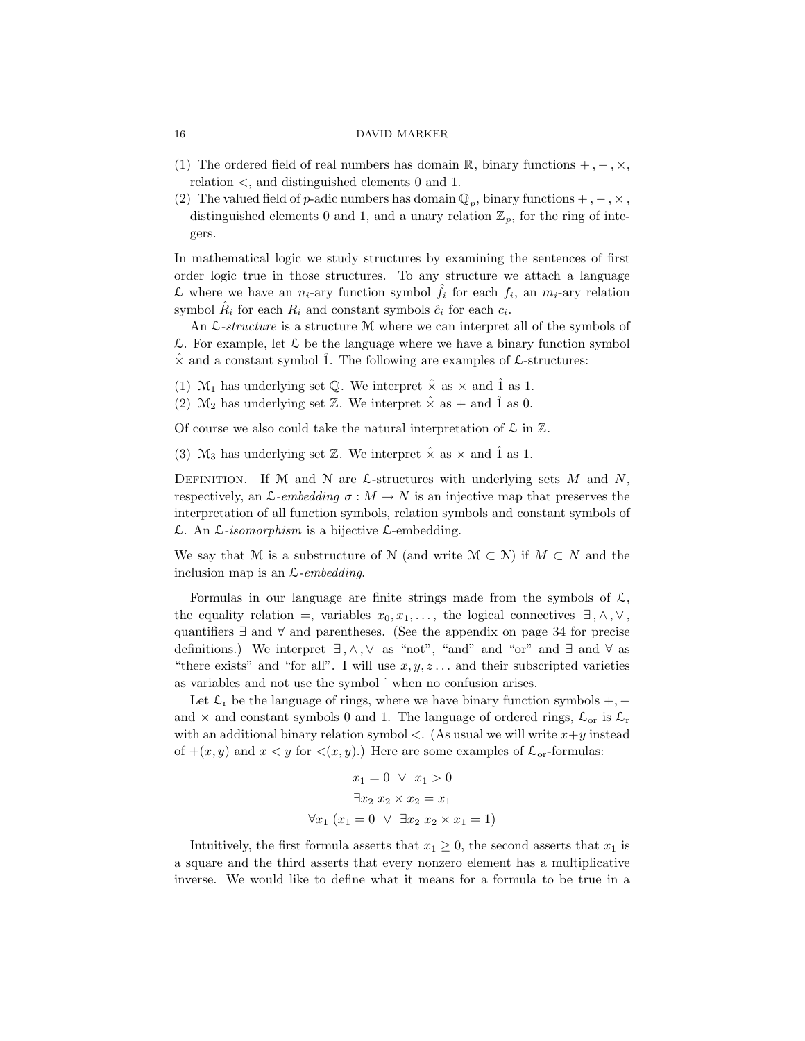(1) The ordered field of real numbers has domain $\mathbb{R}$, binary functions $+, -, \times$, relation $<$, and distinguished elements 0 and 1.
(2) The valued field of $p$-adic numbers has domain $\mathbb{Q}_p$, binary functions $+, -, \times$, distinguished elements 0 and 1, and a unary relation $\mathbb{Z}_p$, for the ring of integers.

In mathematical logic we study structures by examining the sentences of first order logic true in those structures. To any structure we attach a language $\mathcal{L}$ where we have an $n_i$-ary function symbol $\hat{f}_i$ for each $f_i$, an $m_i$-ary relation symbol $\hat{R}_i$ for each $R_i$ and constant symbols $\hat{c}_i$ for each $c_i$.

An *$\mathcal{L}$-structure* is a structure $\mathcal{M}$ where we can interpret all of the symbols of $\mathcal{L}$. For example, let $\mathcal{L}$ be the language where we have a binary function symbol $\hat{\times}$ and a constant symbol $\hat{1}$. The following are examples of $\mathcal{L}$-structures:

(1) $\mathcal{M}_1$ has underlying set $\mathbb{Q}$. We interpret $\hat{\times}$ as $\times$ and $\hat{1}$ as 1.
(2) $\mathcal{M}_2$ has underlying set $\mathbb{Z}$. We interpret $\hat{\times}$ as $+$ and $\hat{1}$ as 0.

Of course we also could take the natural interpretation of $\mathcal{L}$ in $\mathbb{Z}$.

(3) $\mathcal{M}_3$ has underlying set $\mathbb{Z}$. We interpret $\hat{\times}$ as $\times$ and $\hat{1}$ as 1.

Definition. If $\mathcal{M}$ and $\mathcal{N}$ are $\mathcal{L}$-structures with underlying sets $M$ and $N$, respectively, an *$\mathcal{L}$-embedding* $\sigma : M \to N$ is an injective map that preserves the interpretation of all function symbols, relation symbols and constant symbols of $\mathcal{L}$. An *$\mathcal{L}$-isomorphism* is a bijective $\mathcal{L}$-embedding.

We say that $\mathcal{M}$ is a substructure of $\mathcal{N}$ (and write $\mathcal{M} \subset \mathcal{N}$) if $M \subset N$ and the inclusion map is an *$\mathcal{L}$-embedding*.

Formulas in our language are finite strings made from the symbols of $\mathcal{L}$, the equality relation $=$, variables $x_0, x_1, \ldots$, the logical connectives $\exists, \wedge, \vee$, quantifiers $\exists$ and $\forall$ and parentheses. (See the appendix on page 34 for precise definitions.) We interpret $\exists, \wedge, \vee$ as "not", "and" and "or" and $\exists$ and $\forall$ as "there exists" and "for all". I will use $x, y, z \ldots$ and their subscripted varieties as variables and not use the symbol $\hat{}$ when no confusion arises.

Let $\mathcal{L}_{\mathrm{r}}$ be the language of rings, where we have binary function symbols $+, -$ and $\times$ and constant symbols 0 and 1. The language of ordered rings, $\mathcal{L}_{\mathrm{or}}$ is $\mathcal{L}_{\mathrm{r}}$ with an additional binary relation symbol $<$. (As usual we will write $x+y$ instead of $+(x, y)$ and $x < y$ for $<(x, y)$.) Here are some examples of $\mathcal{L}_{\mathrm{or}}$-formulas:

$$x_1 = 0 \ \vee \ x_1 > 0$$

$$\exists x_2 \ x_2 \times x_2 = x_1$$

$$\forall x_1 \ (x_1 = 0 \ \vee \ \exists x_2 \ x_2 \times x_1 = 1)$$

Intuitively, the first formula asserts that $x_1 \geq 0$, the second asserts that $x_1$ is a square and the third asserts that every nonzero element has a multiplicative inverse. We would like to define what it means for a formula to be true in a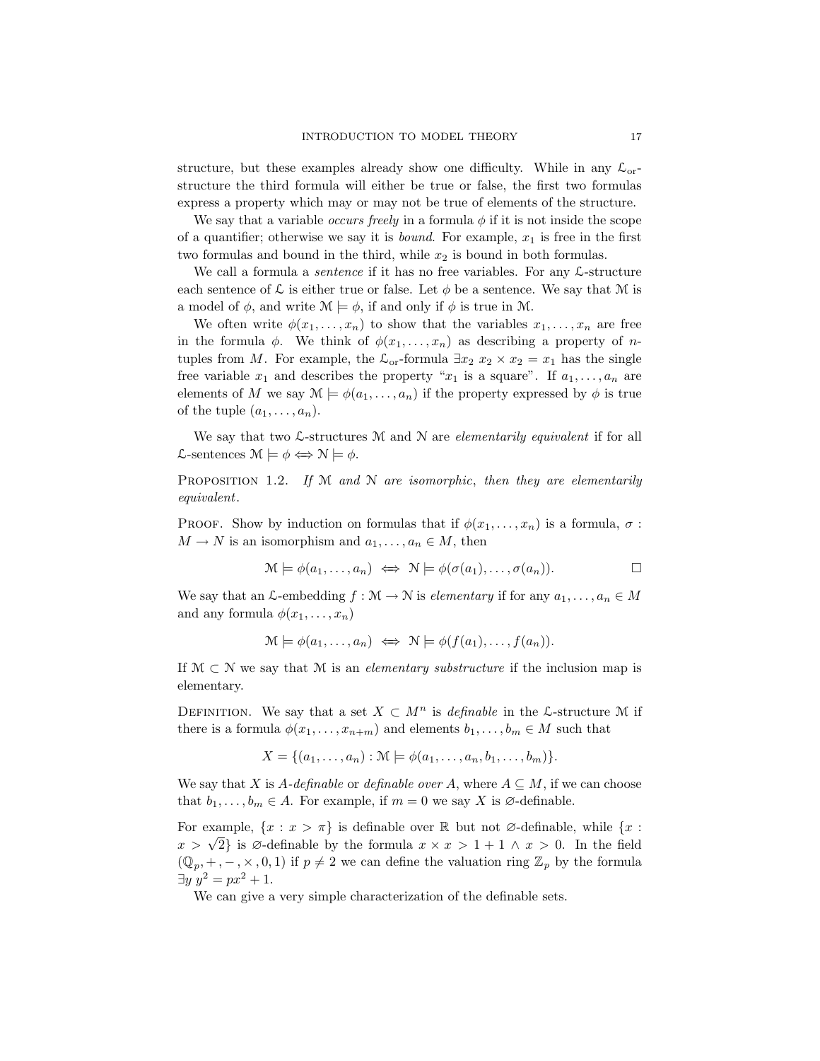structure, but these examples already show one difficulty. While in any $\mathcal{L}_{\text{or}}$-structure the third formula will either be true or false, the first two formulas express a property which may or may not be true of elements of the structure.

We say that a variable *occurs freely* in a formula $\phi$ if it is not inside the scope of a quantifier; otherwise we say it is *bound*. For example, $x_1$ is free in the first two formulas and bound in the third, while $x_2$ is bound in both formulas.

We call a formula a *sentence* if it has no free variables. For any $\mathcal{L}$-structure each sentence of $\mathcal{L}$ is either true or false. Let $\phi$ be a sentence. We say that $\mathcal{M}$ is a model of $\phi$, and write $\mathcal{M} \models \phi$, if and only if $\phi$ is true in $\mathcal{M}$.

We often write $\phi(x_1, \ldots, x_n)$ to show that the variables $x_1, \ldots, x_n$ are free in the formula $\phi$. We think of $\phi(x_1, \ldots, x_n)$ as describing a property of $n$-tuples from $M$. For example, the $\mathcal{L}_{\text{or}}$-formula $\exists x_2\ x_2 \times x_2 = x_1$ has the single free variable $x_1$ and describes the property "$x_1$ is a square". If $a_1, \ldots, a_n$ are elements of $M$ we say $\mathcal{M} \models \phi(a_1, \ldots, a_n)$ if the property expressed by $\phi$ is true of the tuple $(a_1, \ldots, a_n)$.

We say that two $\mathcal{L}$-structures $\mathcal{M}$ and $\mathcal{N}$ are *elementarily equivalent* if for all $\mathcal{L}$-sentences $\mathcal{M} \models \phi \iff \mathcal{N} \models \phi$.

Proposition 1.2. *If $\mathcal{M}$ and $\mathcal{N}$ are isomorphic, then they are elementarily equivalent.*

Proof. Show by induction on formulas that if $\phi(x_1, \ldots, x_n)$ is a formula, $\sigma : M \to N$ is an isomorphism and $a_1, \ldots, a_n \in M$, then

$$\mathcal{M} \models \phi(a_1, \ldots, a_n) \iff \mathcal{N} \models \phi(\sigma(a_1), \ldots, \sigma(a_n)). \qquad \square$$

We say that an $\mathcal{L}$-embedding $f : \mathcal{M} \to \mathcal{N}$ is *elementary* if for any $a_1, \ldots, a_n \in M$ and any formula $\phi(x_1, \ldots, x_n)$

$$\mathcal{M} \models \phi(a_1, \ldots, a_n) \iff \mathcal{N} \models \phi(f(a_1), \ldots, f(a_n)).$$

If $\mathcal{M} \subset \mathcal{N}$ we say that $\mathcal{M}$ is an *elementary substructure* if the inclusion map is elementary.

Definition. We say that a set $X \subset M^n$ is *definable* in the $\mathcal{L}$-structure $\mathcal{M}$ if there is a formula $\phi(x_1, \ldots, x_{n+m})$ and elements $b_1, \ldots, b_m \in M$ such that

$$X = \{(a_1, \ldots, a_n) : \mathcal{M} \models \phi(a_1, \ldots, a_n, b_1, \ldots, b_m)\}.$$

We say that $X$ is *$A$-definable* or *definable over $A$*, where $A \subseteq M$, if we can choose that $b_1, \ldots, b_m \in A$. For example, if $m = 0$ we say $X$ is $\varnothing$-definable.

For example, $\{x : x > \pi\}$ is definable over $\mathbb{R}$ but not $\varnothing$-definable, while $\{x : x > \sqrt{2}\}$ is $\varnothing$-definable by the formula $x \times x > 1 + 1 \wedge x > 0$. In the field $(\mathbb{Q}_p, +, -, \times, 0, 1)$ if $p \neq 2$ we can define the valuation ring $\mathbb{Z}_p$ by the formula $\exists y\ y^2 = px^2 + 1$.

We can give a very simple characterization of the definable sets.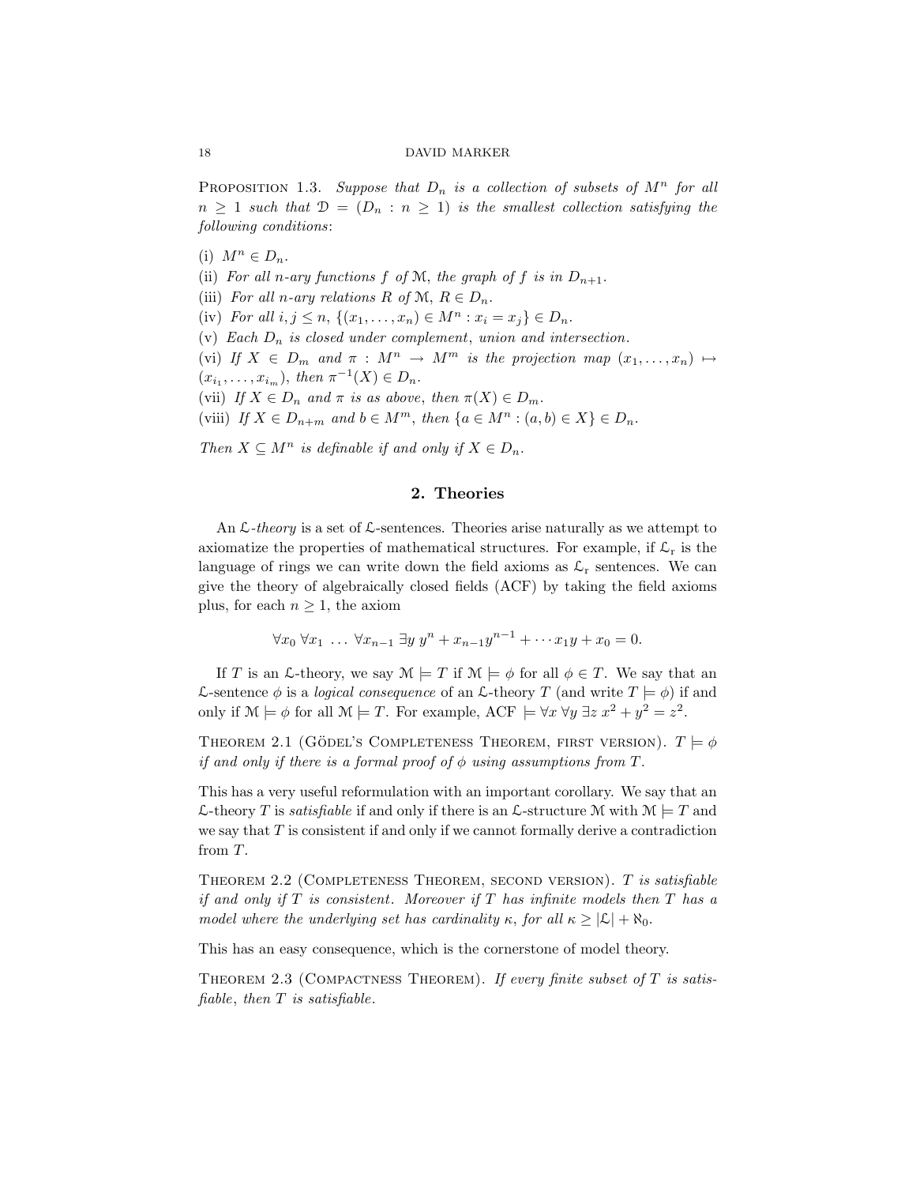**Proposition 1.3.** *Suppose that $D_n$ is a collection of subsets of $M^n$ for all $n \geq 1$ such that $\mathcal{D} = (D_n : n \geq 1)$ is the smallest collection satisfying the following conditions*:

(i) $M^n \in D_n$.

(ii) *For all $n$-ary functions $f$ of $\mathcal{M}$, the graph of $f$ is in $D_{n+1}$.*

(iii) *For all $n$-ary relations $R$ of $\mathcal{M}$, $R \in D_n$.*

(iv) *For all $i, j \leq n$, $\{(x_1, \ldots, x_n) \in M^n : x_i = x_j\} \in D_n$.*

(v) *Each $D_n$ is closed under complement, union and intersection.*

(vi) *If $X \in D_m$ and $\pi : M^n \to M^m$ is the projection map $(x_1, \ldots, x_n) \mapsto (x_{i_1}, \ldots, x_{i_m})$, then $\pi^{-1}(X) \in D_n$.*

(vii) *If $X \in D_n$ and $\pi$ is as above, then $\pi(X) \in D_m$.*

(viii) *If $X \in D_{n+m}$ and $b \in M^m$, then $\{a \in M^n : (a, b) \in X\} \in D_n$.*

*Then $X \subseteq M^n$ is definable if and only if $X \in D_n$.*

## 2. Theories

An $\mathcal{L}$-*theory* is a set of $\mathcal{L}$-sentences. Theories arise naturally as we attempt to axiomatize the properties of mathematical structures. For example, if $\mathcal{L}_r$ is the language of rings we can write down the field axioms as $\mathcal{L}_r$ sentences. We can give the theory of algebraically closed fields (ACF) by taking the field axioms plus, for each $n \geq 1$, the axiom

$$\forall x_0 \, \forall x_1 \, \ldots \, \forall x_{n-1} \, \exists y \; y^n + x_{n-1}y^{n-1} + \cdots x_1 y + x_0 = 0.$$

If $T$ is an $\mathcal{L}$-theory, we say $\mathcal{M} \models T$ if $\mathcal{M} \models \phi$ for all $\phi \in T$. We say that an $\mathcal{L}$-sentence $\phi$ is a *logical consequence* of an $\mathcal{L}$-theory $T$ (and write $T \models \phi$) if and only if $\mathcal{M} \models \phi$ for all $\mathcal{M} \models T$. For example, ACF $\models \forall x \, \forall y \, \exists z \; x^2 + y^2 = z^2$.

**Theorem 2.1** (Gödel's Completeness Theorem, first version). *$T \models \phi$ if and only if there is a formal proof of $\phi$ using assumptions from $T$.*

This has a very useful reformulation with an important corollary. We say that an $\mathcal{L}$-theory $T$ is *satisfiable* if and only if there is an $\mathcal{L}$-structure $\mathcal{M}$ with $\mathcal{M} \models T$ and we say that $T$ is consistent if and only if we cannot formally derive a contradiction from $T$.

**Theorem 2.2** (Completeness Theorem, second version). *$T$ is satisfiable if and only if $T$ is consistent. Moreover if $T$ has infinite models then $T$ has a model where the underlying set has cardinality $\kappa$, for all $\kappa \geq |\mathcal{L}| + \aleph_0$.*

This has an easy consequence, which is the cornerstone of model theory.

**Theorem 2.3** (Compactness Theorem). *If every finite subset of $T$ is satisfiable, then $T$ is satisfiable.*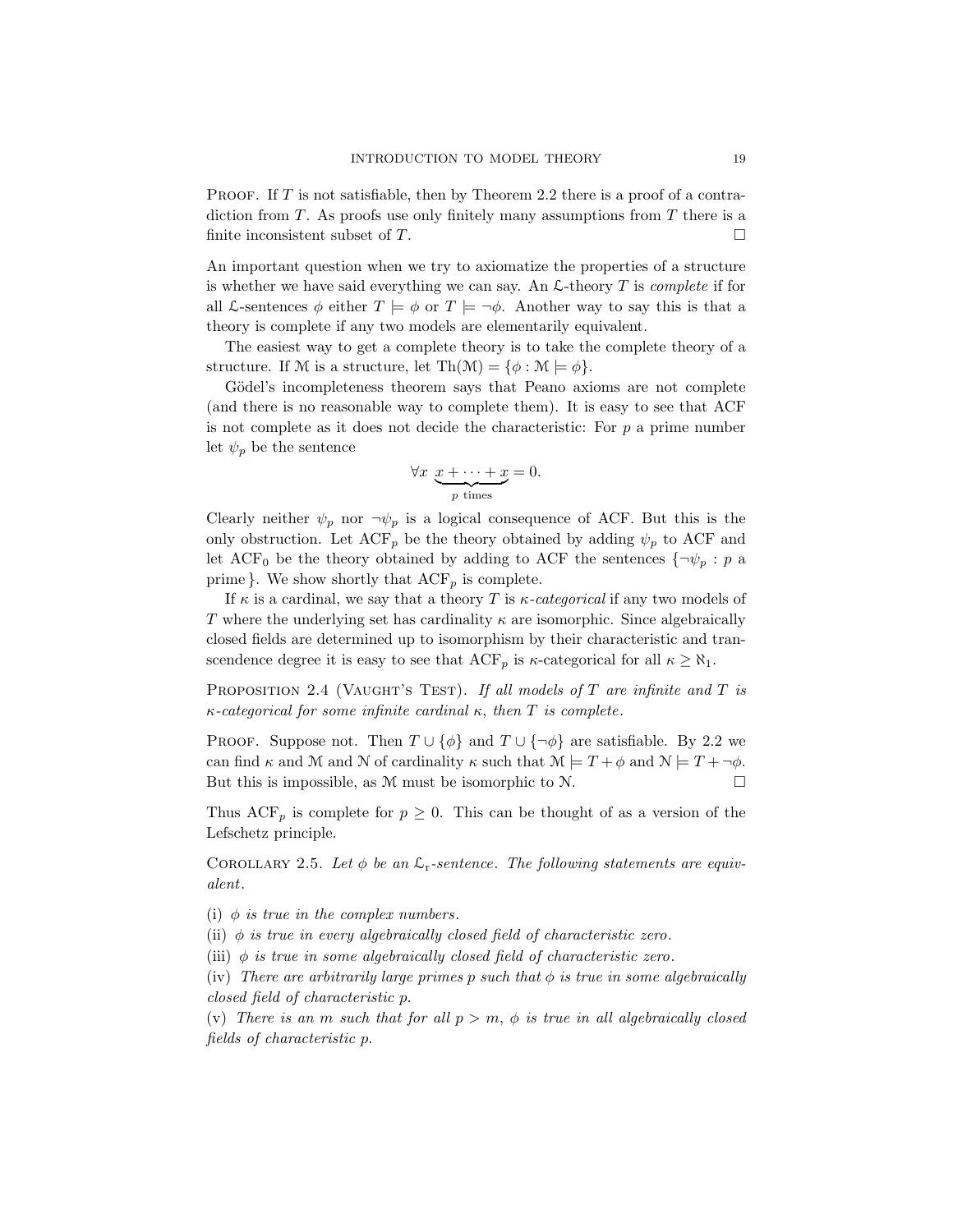Proof. If $T$ is not satisfiable, then by Theorem 2.2 there is a proof of a contradiction from $T$. As proofs use only finitely many assumptions from $T$ there is a finite inconsistent subset of $T$. $\square$

An important question when we try to axiomatize the properties of a structure is whether we have said everything we can say. An $\mathcal{L}$-theory $T$ is *complete* if for all $\mathcal{L}$-sentences $\phi$ either $T \models \phi$ or $T \models \neg\phi$. Another way to say this is that a theory is complete if any two models are elementarily equivalent.

The easiest way to get a complete theory is to take the complete theory of a structure. If $\mathcal{M}$ is a structure, let $\mathrm{Th}(\mathcal{M}) = \{\phi : \mathcal{M} \models \phi\}$.

Gödel's incompleteness theorem says that Peano axioms are not complete (and there is no reasonable way to complete them). It is easy to see that ACF is not complete as it does not decide the characteristic: For $p$ a prime number let $\psi_p$ be the sentence

$$\forall x \ \underbrace{x + \cdots + x}_{p \text{ times}} = 0.$$

Clearly neither $\psi_p$ nor $\neg\psi_p$ is a logical consequence of ACF. But this is the only obstruction. Let $\mathrm{ACF}_p$ be the theory obtained by adding $\psi_p$ to ACF and let $\mathrm{ACF}_0$ be the theory obtained by adding to ACF the sentences $\{\neg\psi_p : p \text{ a prime}\}$. We show shortly that $\mathrm{ACF}_p$ is complete.

If $\kappa$ is a cardinal, we say that a theory $T$ is *$\kappa$-categorical* if any two models of $T$ where the underlying set has cardinality $\kappa$ are isomorphic. Since algebraically closed fields are determined up to isomorphism by their characteristic and transcendence degree it is easy to see that $\mathrm{ACF}_p$ is $\kappa$-categorical for all $\kappa \geq \aleph_1$.

Proposition 2.4 (Vaught's Test). *If all models of $T$ are infinite and $T$ is $\kappa$-categorical for some infinite cardinal $\kappa$, then $T$ is complete.*

Proof. Suppose not. Then $T \cup \{\phi\}$ and $T \cup \{\neg\phi\}$ are satisfiable. By 2.2 we can find $\kappa$ and $\mathcal{M}$ and $\mathcal{N}$ of cardinality $\kappa$ such that $\mathcal{M} \models T + \phi$ and $\mathcal{N} \models T + \neg\phi$. But this is impossible, as $\mathcal{M}$ must be isomorphic to $\mathcal{N}$. $\square$

Thus $\mathrm{ACF}_p$ is complete for $p \geq 0$. This can be thought of as a version of the Lefschetz principle.

Corollary 2.5. *Let $\phi$ be an $\mathcal{L}_{\mathrm{r}}$-sentence. The following statements are equivalent.*

(i) *$\phi$ is true in the complex numbers.*

(ii) *$\phi$ is true in every algebraically closed field of characteristic zero.*

(iii) *$\phi$ is true in some algebraically closed field of characteristic zero.*

(iv) *There are arbitrarily large primes $p$ such that $\phi$ is true in some algebraically closed field of characteristic $p$.*

(v) *There is an $m$ such that for all $p > m$, $\phi$ is true in all algebraically closed fields of characteristic $p$.*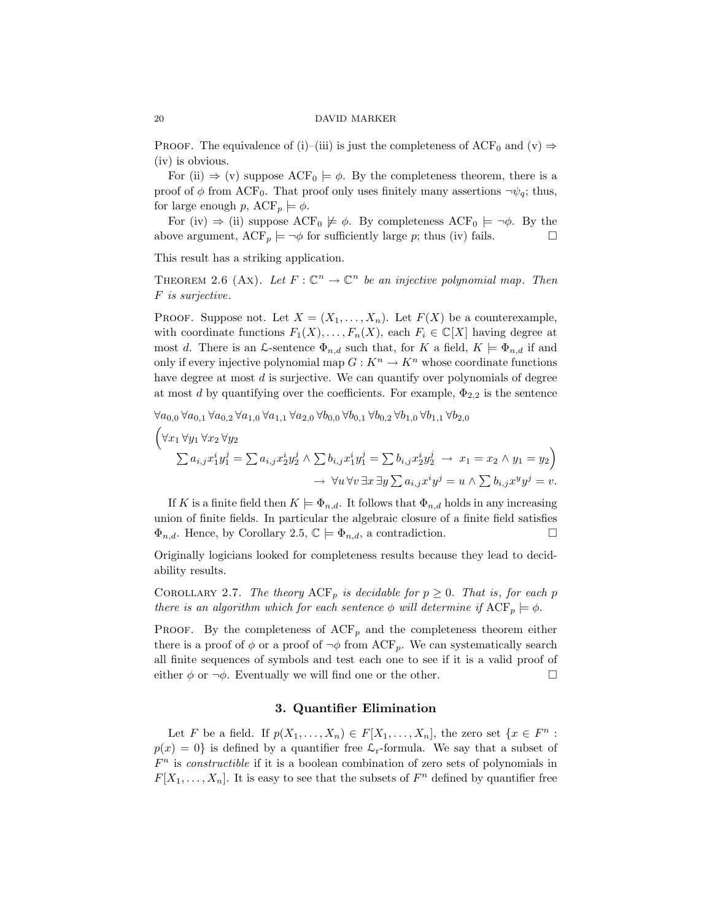Proof. The equivalence of (i)–(iii) is just the completeness of $\mathrm{ACF}_0$ and (v) $\Rightarrow$ (iv) is obvious.

For (ii) $\Rightarrow$ (v) suppose $\mathrm{ACF}_0 \models \phi$. By the completeness theorem, there is a proof of $\phi$ from $\mathrm{ACF}_0$. That proof only uses finitely many assertions $\neg\psi_q$; thus, for large enough $p$, $\mathrm{ACF}_p \models \phi$.

For (iv) $\Rightarrow$ (ii) suppose $\mathrm{ACF}_0 \not\models \phi$. By completeness $\mathrm{ACF}_0 \models \neg\phi$. By the above argument, $\mathrm{ACF}_p \models \neg\phi$ for sufficiently large $p$; thus (iv) fails. □

This result has a striking application.

Theorem 2.6 (Ax). *Let $F : \mathbb{C}^n \to \mathbb{C}^n$ be an injective polynomial map. Then $F$ is surjective.*

Proof. Suppose not. Let $X = (X_1, \ldots, X_n)$. Let $F(X)$ be a counterexample, with coordinate functions $F_1(X), \ldots, F_n(X)$, each $F_i \in \mathbb{C}[X]$ having degree at most $d$. There is an $\mathcal{L}$-sentence $\Phi_{n,d}$ such that, for $K$ a field, $K \models \Phi_{n,d}$ if and only if every injective polynomial map $G : K^n \to K^n$ whose coordinate functions have degree at most $d$ is surjective. We can quantify over polynomials of degree at most $d$ by quantifying over the coefficients. For example, $\Phi_{2,2}$ is the sentence

$$\forall a_{0,0}\, \forall a_{0,1}\, \forall a_{0,2}\, \forall a_{1,0}\, \forall a_{1,1}\, \forall a_{2,0}\, \forall b_{0,0}\, \forall b_{0,1}\, \forall b_{0,2}\, \forall b_{1,0}\, \forall b_{1,1}\, \forall b_{2,0}$$

$$\Big(\forall x_1\, \forall y_1\, \forall x_2\, \forall y_2$$

$$\sum a_{i,j} x_1^i y_1^j = \sum a_{i,j} x_2^i y_2^j \wedge \sum b_{i,j} x_1^i y_1^j = \sum b_{i,j} x_2^i y_2^j \;\to\; x_1 = x_2 \wedge y_1 = y_2\Big)$$

$$\to\; \forall u\, \forall v\, \exists x\, \exists y \sum a_{i,j} x^i y^j = u \wedge \sum b_{i,j} x^y y^j = v.$$

If $K$ is a finite field then $K \models \Phi_{n,d}$. It follows that $\Phi_{n,d}$ holds in any increasing union of finite fields. In particular the algebraic closure of a finite field satisfies $\Phi_{n,d}$. Hence, by Corollary 2.5, $\mathbb{C} \models \Phi_{n,d}$, a contradiction. □

Originally logicians looked for completeness results because they lead to decidability results.

Corollary 2.7. *The theory $\mathrm{ACF}_p$ is decidable for $p \geq 0$. That is, for each $p$ there is an algorithm which for each sentence $\phi$ will determine if $\mathrm{ACF}_p \models \phi$.*

Proof. By the completeness of $\mathrm{ACF}_p$ and the completeness theorem either there is a proof of $\phi$ or a proof of $\neg\phi$ from $\mathrm{ACF}_p$. We can systematically search all finite sequences of symbols and test each one to see if it is a valid proof of either $\phi$ or $\neg\phi$. Eventually we will find one or the other. □

## 3. Quantifier Elimination

Let $F$ be a field. If $p(X_1, \ldots, X_n) \in F[X_1, \ldots, X_n]$, the zero set $\{x \in F^n : p(x) = 0\}$ is defined by a quantifier free $\mathcal{L}_r$-formula. We say that a subset of $F^n$ is *constructible* if it is a boolean combination of zero sets of polynomials in $F[X_1, \ldots, X_n]$. It is easy to see that the subsets of $F^n$ defined by quantifier free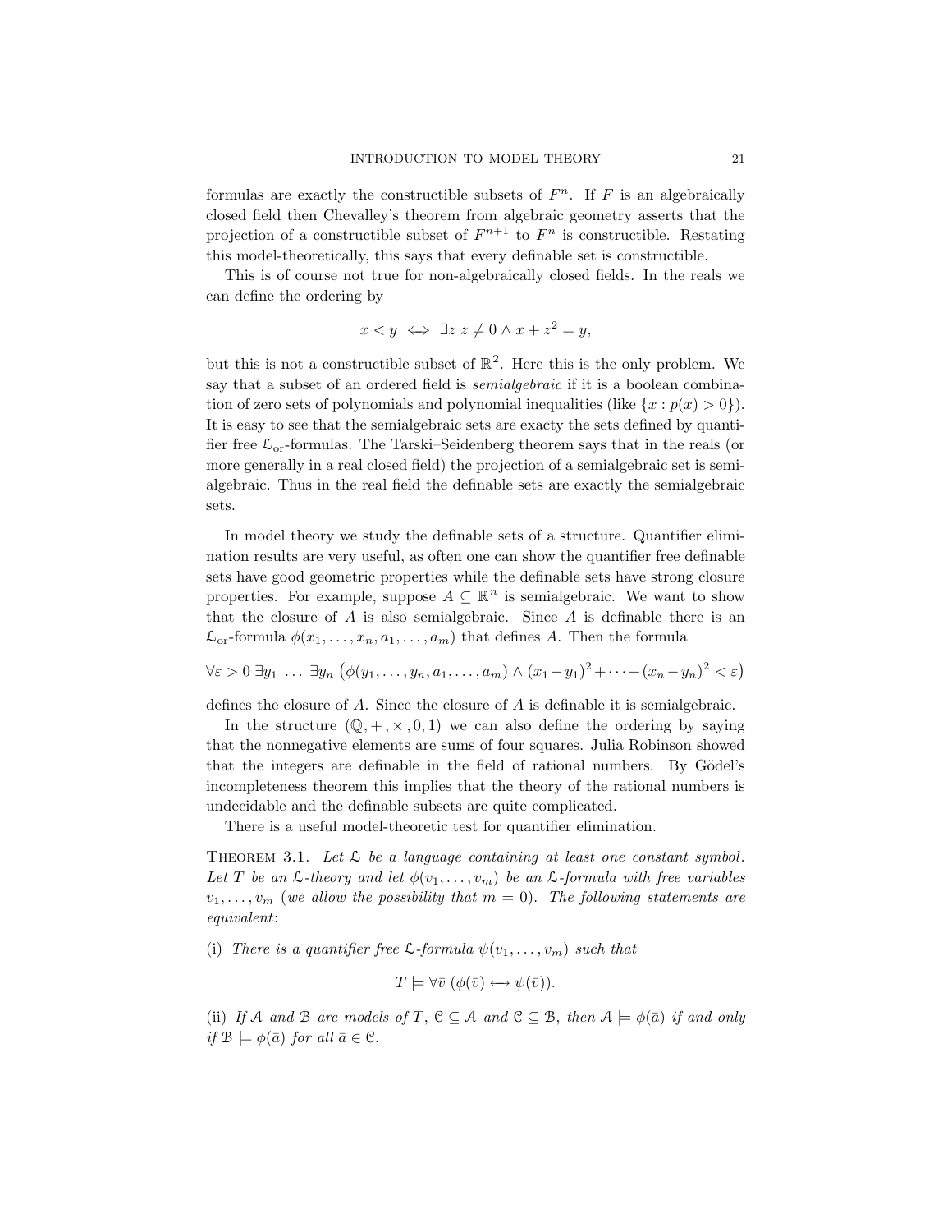formulas are exactly the constructible subsets of $F^n$. If $F$ is an algebraically closed field then Chevalley's theorem from algebraic geometry asserts that the projection of a constructible subset of $F^{n+1}$ to $F^n$ is constructible. Restating this model-theoretically, this says that every definable set is constructible.

This is of course not true for non-algebraically closed fields. In the reals we can define the ordering by

$$x < y \iff \exists z \; z \neq 0 \wedge x + z^2 = y,$$

but this is not a constructible subset of $\mathbb{R}^2$. Here this is the only problem. We say that a subset of an ordered field is *semialgebraic* if it is a boolean combination of zero sets of polynomials and polynomial inequalities (like $\{x : p(x) > 0\}$). It is easy to see that the semialgebraic sets are exacty the sets defined by quantifier free $\mathcal{L}_{\text{or}}$-formulas. The Tarski–Seidenberg theorem says that in the reals (or more generally in a real closed field) the projection of a semialgebraic set is semialgebraic. Thus in the real field the definable sets are exactly the semialgebraic sets.

In model theory we study the definable sets of a structure. Quantifier elimination results are very useful, as often one can show the quantifier free definable sets have good geometric properties while the definable sets have strong closure properties. For example, suppose $A \subseteq \mathbb{R}^n$ is semialgebraic. We want to show that the closure of $A$ is also semialgebraic. Since $A$ is definable there is an $\mathcal{L}_{\text{or}}$-formula $\phi(x_1, \ldots, x_n, a_1, \ldots, a_m)$ that defines $A$. Then the formula

$$\forall \varepsilon > 0 \; \exists y_1 \; \ldots \; \exists y_n \left(\phi(y_1, \ldots, y_n, a_1, \ldots, a_m) \wedge (x_1 - y_1)^2 + \cdots + (x_n - y_n)^2 < \varepsilon\right)$$

defines the closure of $A$. Since the closure of $A$ is definable it is semialgebraic.

In the structure $(\mathbb{Q}, +, \times, 0, 1)$ we can also define the ordering by saying that the nonnegative elements are sums of four squares. Julia Robinson showed that the integers are definable in the field of rational numbers. By Gödel's incompleteness theorem this implies that the theory of the rational numbers is undecidable and the definable subsets are quite complicated.

There is a useful model-theoretic test for quantifier elimination.

Theorem 3.1. *Let $\mathcal{L}$ be a language containing at least one constant symbol. Let $T$ be an $\mathcal{L}$-theory and let $\phi(v_1, \ldots, v_m)$ be an $\mathcal{L}$-formula with free variables $v_1, \ldots, v_m$ (we allow the possibility that $m = 0$). The following statements are equivalent*:

(i) *There is a quantifier free $\mathcal{L}$-formula $\psi(v_1, \ldots, v_m)$ such that*

$$T \models \forall \bar{v} \; (\phi(\bar{v}) \longleftrightarrow \psi(\bar{v})).$$

(ii) *If $\mathcal{A}$ and $\mathcal{B}$ are models of $T$, $\mathcal{C} \subseteq \mathcal{A}$ and $\mathcal{C} \subseteq \mathcal{B}$, then $\mathcal{A} \models \phi(\bar{a})$ if and only if $\mathcal{B} \models \phi(\bar{a})$ for all $\bar{a} \in \mathcal{C}$.*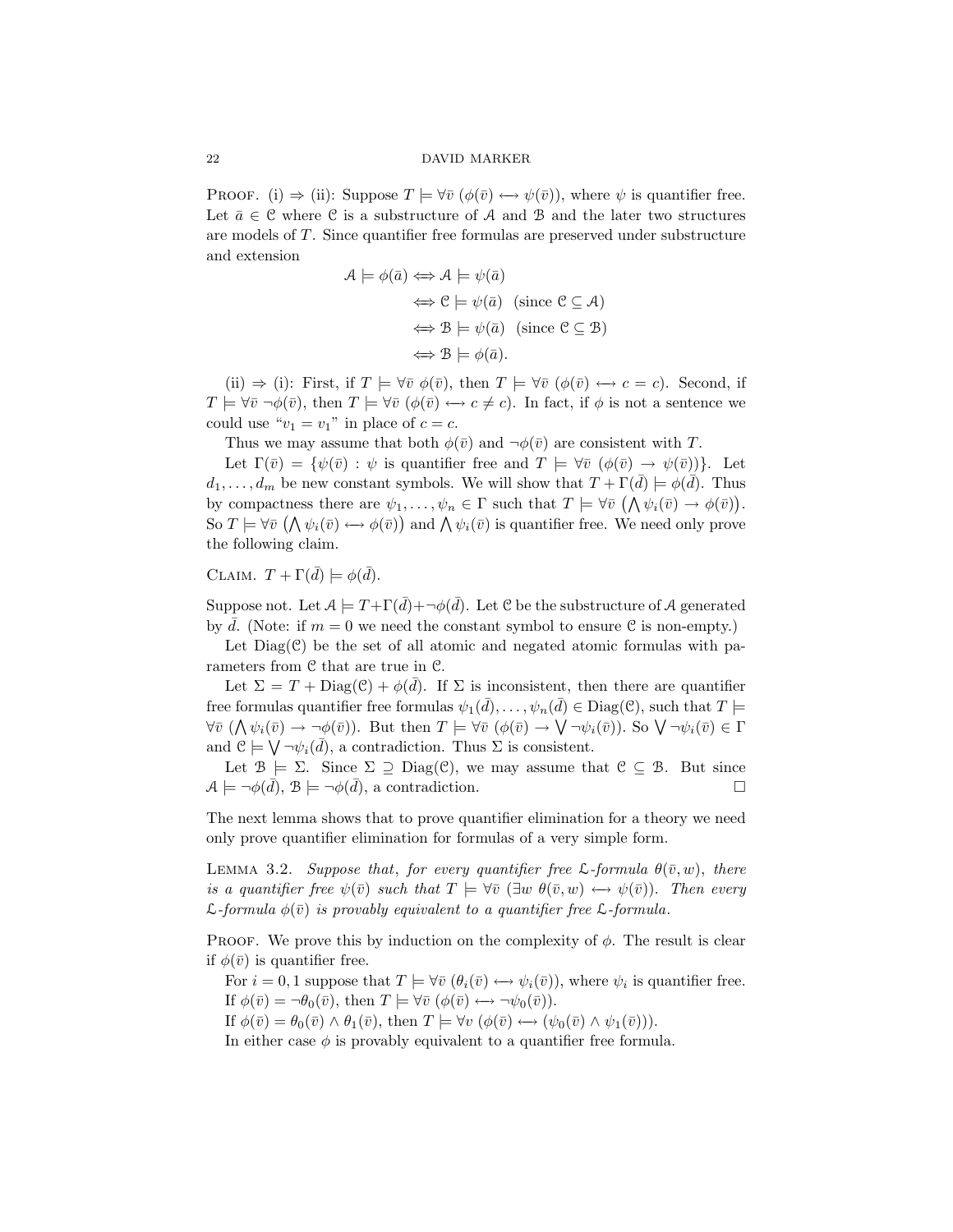**Proof.** (i) ⇒ (ii): Suppose $T \models \forall \bar{v}\ (\phi(\bar{v}) \longleftrightarrow \psi(\bar{v}))$, where $\psi$ is quantifier free. Let $\bar{a} \in \mathcal{C}$ where $\mathcal{C}$ is a substructure of $\mathcal{A}$ and $\mathcal{B}$ and the later two structures are models of $T$. Since quantifier free formulas are preserved under substructure and extension

$$\begin{aligned}
\mathcal{A} \models \phi(\bar{a}) &\Leftrightarrow \mathcal{A} \models \psi(\bar{a}) \\
&\Leftrightarrow \mathcal{C} \models \psi(\bar{a}) \quad (\text{since } \mathcal{C} \subseteq \mathcal{A}) \\
&\Leftrightarrow \mathcal{B} \models \psi(\bar{a}) \quad (\text{since } \mathcal{C} \subseteq \mathcal{B}) \\
&\Leftrightarrow \mathcal{B} \models \phi(\bar{a}).
\end{aligned}$$

(ii) ⇒ (i): First, if $T \models \forall \bar{v}\ \phi(\bar{v})$, then $T \models \forall \bar{v}\ (\phi(\bar{v}) \longleftrightarrow c = c)$. Second, if $T \models \forall \bar{v}\ \neg\phi(\bar{v})$, then $T \models \forall \bar{v}\ (\phi(\bar{v}) \longleftrightarrow c \neq c)$. In fact, if $\phi$ is not a sentence we could use "$v_1 = v_1$" in place of $c = c$.

Thus we may assume that both $\phi(\bar{v})$ and $\neg\phi(\bar{v})$ are consistent with $T$.

Let $\Gamma(\bar{v}) = \{\psi(\bar{v}) : \psi \text{ is quantifier free and } T \models \forall \bar{v}\ (\phi(\bar{v}) \rightarrow \psi(\bar{v}))\}$. Let $d_1, \ldots, d_m$ be new constant symbols. We will show that $T + \Gamma(\bar{d}) \models \phi(\bar{d})$. Thus by compactness there are $\psi_1, \ldots, \psi_n \in \Gamma$ such that $T \models \forall \bar{v}\ \left(\bigwedge \psi_i(\bar{v}) \rightarrow \phi(\bar{v})\right)$. So $T \models \forall \bar{v}\ \left(\bigwedge \psi_i(\bar{v}) \longleftrightarrow \phi(\bar{v})\right)$ and $\bigwedge \psi_i(\bar{v})$ is quantifier free. We need only prove the following claim.

**Claim.** $T + \Gamma(\bar{d}) \models \phi(\bar{d})$.

Suppose not. Let $\mathcal{A} \models T + \Gamma(\bar{d}) + \neg\phi(\bar{d})$. Let $\mathcal{C}$ be the substructure of $\mathcal{A}$ generated by $\bar{d}$. (Note: if $m = 0$ we need the constant symbol to ensure $\mathcal{C}$ is non-empty.)

Let $\text{Diag}(\mathcal{C})$ be the set of all atomic and negated atomic formulas with parameters from $\mathcal{C}$ that are true in $\mathcal{C}$.

Let $\Sigma = T + \text{Diag}(\mathcal{C}) + \phi(\bar{d})$. If $\Sigma$ is inconsistent, then there are quantifier free formulas quantifier free formulas $\psi_1(\bar{d}), \ldots, \psi_n(\bar{d}) \in \text{Diag}(\mathcal{C})$, such that $T \models \forall \bar{v}\ (\bigwedge \psi_i(\bar{v}) \rightarrow \neg\phi(\bar{v}))$. But then $T \models \forall \bar{v}\ (\phi(\bar{v}) \rightarrow \bigvee \neg\psi_i(\bar{v}))$. So $\bigvee \neg\psi_i(\bar{v}) \in \Gamma$ and $\mathcal{C} \models \bigvee \neg\psi_i(\bar{d})$, a contradiction. Thus $\Sigma$ is consistent.

Let $\mathcal{B} \models \Sigma$. Since $\Sigma \supseteq \text{Diag}(\mathcal{C})$, we may assume that $\mathcal{C} \subseteq \mathcal{B}$. But since $\mathcal{A} \models \neg\phi(\bar{d})$, $\mathcal{B} \models \neg\phi(\bar{d})$, a contradiction. □

The next lemma shows that to prove quantifier elimination for a theory we need only prove quantifier elimination for formulas of a very simple form.

**Lemma 3.2.** *Suppose that, for every quantifier free $\mathcal{L}$-formula $\theta(\bar{v}, w)$, there is a quantifier free $\psi(\bar{v})$ such that $T \models \forall \bar{v}\ (\exists w\ \theta(\bar{v}, w) \longleftrightarrow \psi(\bar{v}))$. Then every $\mathcal{L}$-formula $\phi(\bar{v})$ is provably equivalent to a quantifier free $\mathcal{L}$-formula.*

**Proof.** We prove this by induction on the complexity of $\phi$. The result is clear if $\phi(\bar{v})$ is quantifier free.

For $i = 0, 1$ suppose that $T \models \forall \bar{v}\ (\theta_i(\bar{v}) \longleftrightarrow \psi_i(\bar{v}))$, where $\psi_i$ is quantifier free.

If $\phi(\bar{v}) = \neg\theta_0(\bar{v})$, then $T \models \forall \bar{v}\ (\phi(\bar{v}) \longleftrightarrow \neg\psi_0(\bar{v}))$.

If $\phi(\bar{v}) = \theta_0(\bar{v}) \wedge \theta_1(\bar{v})$, then $T \models \forall v\ (\phi(\bar{v}) \longleftrightarrow (\psi_0(\bar{v}) \wedge \psi_1(\bar{v})))$.

In either case $\phi$ is provably equivalent to a quantifier free formula.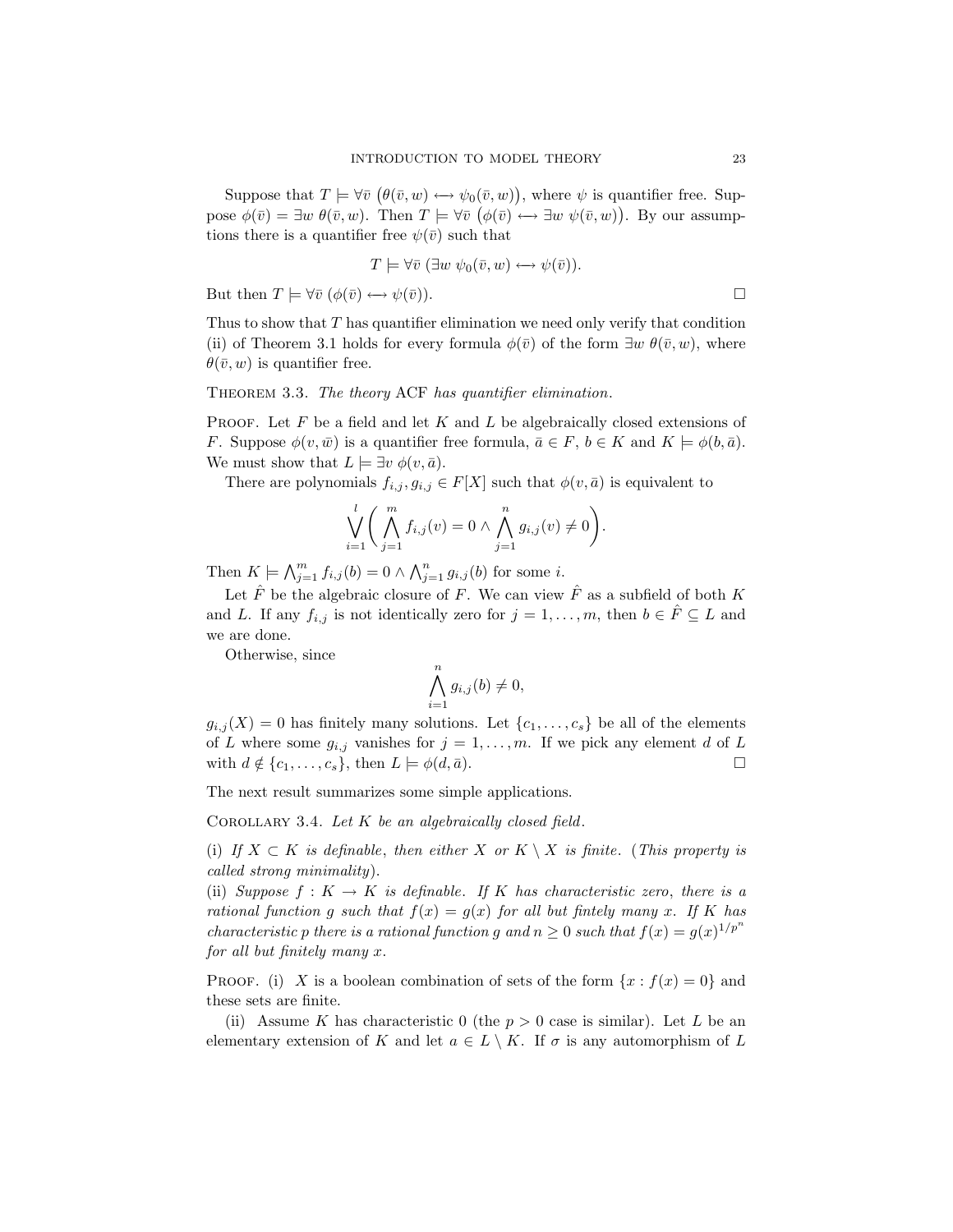Suppose that $T \models \forall \bar{v} \left(\theta(\bar{v}, w) \longleftrightarrow \psi_0(\bar{v}, w)\right)$, where $\psi$ is quantifier free. Suppose $\phi(\bar{v}) = \exists w \; \theta(\bar{v}, w)$. Then $T \models \forall \bar{v} \left(\phi(\bar{v}) \longleftrightarrow \exists w \; \psi(\bar{v}, w)\right)$. By our assumptions there is a quantifier free $\psi(\bar{v})$ such that

$$T \models \forall \bar{v} \; (\exists w \; \psi_0(\bar{v}, w) \longleftrightarrow \psi(\bar{v})).$$

But then $T \models \forall \bar{v} \; (\phi(\bar{v}) \longleftrightarrow \psi(\bar{v}))$. □

Thus to show that $T$ has quantifier elimination we need only verify that condition (ii) of Theorem 3.1 holds for every formula $\phi(\bar{v})$ of the form $\exists w \; \theta(\bar{v}, w)$, where $\theta(\bar{v}, w)$ is quantifier free.

Theorem 3.3. *The theory* ACF *has quantifier elimination.*

Proof. Let $F$ be a field and let $K$ and $L$ be algebraically closed extensions of $F$. Suppose $\phi(v, \bar{w})$ is a quantifier free formula, $\bar{a} \in F$, $b \in K$ and $K \models \phi(b, \bar{a})$. We must show that $L \models \exists v \; \phi(v, \bar{a})$.

There are polynomials $f_{i,j}, g_{i,j} \in F[X]$ such that $\phi(v, \bar{a})$ is equivalent to

$$\bigvee_{i=1}^{l} \left( \bigwedge_{j=1}^{m} f_{i,j}(v) = 0 \wedge \bigwedge_{j=1}^{n} g_{i,j}(v) \neq 0 \right).$$

Then $K \models \bigwedge_{j=1}^{m} f_{i,j}(b) = 0 \wedge \bigwedge_{j=1}^{n} g_{i,j}(b)$ for some $i$.

Let $\hat{F}$ be the algebraic closure of $F$. We can view $\hat{F}$ as a subfield of both $K$ and $L$. If any $f_{i,j}$ is not identically zero for $j = 1, \ldots, m$, then $b \in \hat{F} \subseteq L$ and we are done.

Otherwise, since

$$\bigwedge_{i=1}^{n} g_{i,j}(b) \neq 0,$$

$g_{i,j}(X) = 0$ has finitely many solutions. Let $\{c_1, \ldots, c_s\}$ be all of the elements of $L$ where some $g_{i,j}$ vanishes for $j = 1, \ldots, m$. If we pick any element $d$ of $L$ with $d \notin \{c_1, \ldots, c_s\}$, then $L \models \phi(d, \bar{a})$. □

The next result summarizes some simple applications.

Corollary 3.4. *Let $K$ be an algebraically closed field.*

*(i) If $X \subset K$ is definable, then either $X$ or $K \setminus X$ is finite. (This property is called strong minimality).*
*(ii) Suppose $f : K \to K$ is definable. If $K$ has characteristic zero, there is a rational function $g$ such that $f(x) = g(x)$ for all but fintely many $x$. If $K$ has characteristic $p$ there is a rational function $g$ and $n \geq 0$ such that $f(x) = g(x)^{1/p^n}$ for all but finitely many $x$.*

Proof. (i) $X$ is a boolean combination of sets of the form $\{x : f(x) = 0\}$ and these sets are finite.

(ii) Assume $K$ has characteristic 0 (the $p > 0$ case is similar). Let $L$ be an elementary extension of $K$ and let $a \in L \setminus K$. If $\sigma$ is any automorphism of $L$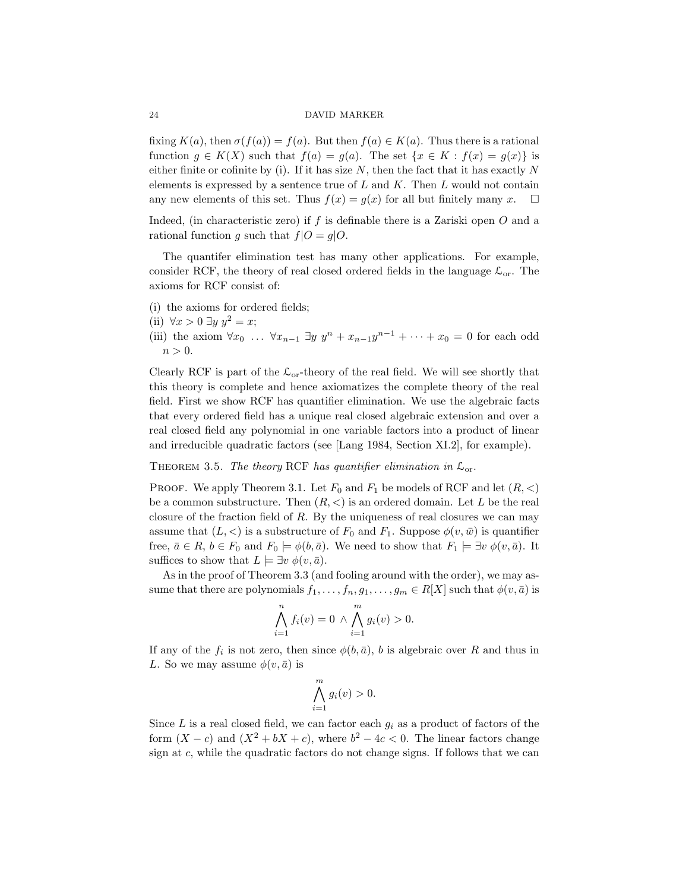fixing $K(a)$, then $\sigma(f(a)) = f(a)$. But then $f(a) \in K(a)$. Thus there is a rational function $g \in K(X)$ such that $f(a) = g(a)$. The set $\{x \in K : f(x) = g(x)\}$ is either finite or cofinite by (i). If it has size $N$, then the fact that it has exactly $N$ elements is expressed by a sentence true of $L$ and $K$. Then $L$ would not contain any new elements of this set. Thus $f(x) = g(x)$ for all but finitely many $x$. □

Indeed, (in characteristic zero) if $f$ is definable there is a Zariski open $O$ and a rational function $g$ such that $f|O = g|O$.

The quantifer elimination test has many other applications. For example, consider RCF, the theory of real closed ordered fields in the language $\mathcal{L}_{\text{or}}$. The axioms for RCF consist of:

(i) the axioms for ordered fields;
(ii) $\forall x > 0 \; \exists y \; y^2 = x$;
(iii) the axiom $\forall x_0 \; \ldots \; \forall x_{n-1} \; \exists y \; y^n + x_{n-1}y^{n-1} + \cdots + x_0 = 0$ for each odd $n > 0$.

Clearly RCF is part of the $\mathcal{L}_{\text{or}}$-theory of the real field. We will see shortly that this theory is complete and hence axiomatizes the complete theory of the real field. First we show RCF has quantifier elimination. We use the algebraic facts that every ordered field has a unique real closed algebraic extension and over a real closed field any polynomial in one variable factors into a product of linear and irreducible quadratic factors (see [Lang 1984, Section XI.2], for example).

Theorem 3.5. *The theory* RCF *has quantifier elimination in* $\mathcal{L}_{\text{or}}$.

Proof. We apply Theorem 3.1. Let $F_0$ and $F_1$ be models of RCF and let $(R, <)$ be a common substructure. Then $(R, <)$ is an ordered domain. Let $L$ be the real closure of the fraction field of $R$. By the uniqueness of real closures we can may assume that $(L, <)$ is a substructure of $F_0$ and $F_1$. Suppose $\phi(v, \bar{w})$ is quantifier free, $\bar{a} \in R$, $b \in F_0$ and $F_0 \models \phi(b, \bar{a})$. We need to show that $F_1 \models \exists v \; \phi(v, \bar{a})$. It suffices to show that $L \models \exists v \; \phi(v, \bar{a})$.

As in the proof of Theorem 3.3 (and fooling around with the order), we may assume that there are polynomials $f_1, \ldots, f_n, g_1, \ldots, g_m \in R[X]$ such that $\phi(v, \bar{a})$ is

$$\bigwedge_{i=1}^{n} f_i(v) = 0 \; \wedge \bigwedge_{i=1}^{m} g_i(v) > 0.$$

If any of the $f_i$ is not zero, then since $\phi(b, \bar{a})$, $b$ is algebraic over $R$ and thus in $L$. So we may assume $\phi(v, \bar{a})$ is

$$\bigwedge_{i=1}^{m} g_i(v) > 0.$$

Since $L$ is a real closed field, we can factor each $g_i$ as a product of factors of the form $(X - c)$ and $(X^2 + bX + c)$, where $b^2 - 4c < 0$. The linear factors change sign at $c$, while the quadratic factors do not change signs. If follows that we can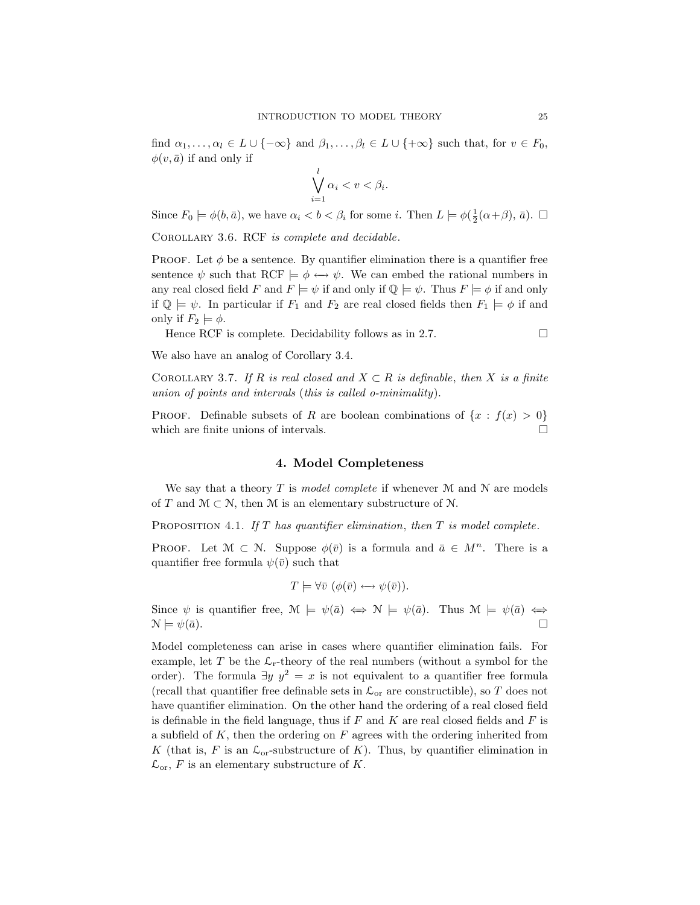find $\alpha_1, \ldots, \alpha_l \in L \cup \{-\infty\}$ and $\beta_1, \ldots, \beta_l \in L \cup \{+\infty\}$ such that, for $v \in F_0$, $\phi(v, \bar{a})$ if and only if

$$\bigvee_{i=1}^{l} \alpha_i < v < \beta_i.$$

Since $F_0 \models \phi(b, \bar{a})$, we have $\alpha_i < b < \beta_i$ for some $i$. Then $L \models \phi(\frac{1}{2}(\alpha+\beta), \bar{a})$. $\square$

Corollary 3.6. *RCF is complete and decidable.*

Proof. Let $\phi$ be a sentence. By quantifier elimination there is a quantifier free sentence $\psi$ such that $\mathrm{RCF} \models \phi \longleftrightarrow \psi$. We can embed the rational numbers in any real closed field $F$ and $F \models \psi$ if and only if $\mathbb{Q} \models \psi$. Thus $F \models \phi$ if and only if $\mathbb{Q} \models \psi$. In particular if $F_1$ and $F_2$ are real closed fields then $F_1 \models \phi$ if and only if $F_2 \models \phi$.

Hence RCF is complete. Decidability follows as in 2.7. $\square$

We also have an analog of Corollary 3.4.

Corollary 3.7. *If $R$ is real closed and $X \subset R$ is definable, then $X$ is a finite union of points and intervals (this is called o-minimality).*

Proof. Definable subsets of $R$ are boolean combinations of $\{x : f(x) > 0\}$ which are finite unions of intervals. $\square$

## 4. Model Completeness

We say that a theory $T$ is *model complete* if whenever $\mathcal{M}$ and $\mathcal{N}$ are models of $T$ and $\mathcal{M} \subset \mathcal{N}$, then $\mathcal{M}$ is an elementary substructure of $\mathcal{N}$.

Proposition 4.1. *If $T$ has quantifier elimination, then $T$ is model complete.*

Proof. Let $\mathcal{M} \subset \mathcal{N}$. Suppose $\phi(\bar{v})$ is a formula and $\bar{a} \in M^n$. There is a quantifier free formula $\psi(\bar{v})$ such that

$$T \models \forall \bar{v}\ (\phi(\bar{v}) \longleftrightarrow \psi(\bar{v})).$$

Since $\psi$ is quantifier free, $\mathcal{M} \models \psi(\bar{a}) \iff \mathcal{N} \models \psi(\bar{a})$. Thus $\mathcal{M} \models \psi(\bar{a}) \iff \mathcal{N} \models \psi(\bar{a})$. $\square$

Model completeness can arise in cases where quantifier elimination fails. For example, let $T$ be the $\mathcal{L}_{\mathrm{r}}$-theory of the real numbers (without a symbol for the order). The formula $\exists y\ y^2 = x$ is not equivalent to a quantifier free formula (recall that quantifier free definable sets in $\mathcal{L}_{\mathrm{or}}$ are constructible), so $T$ does not have quantifier elimination. On the other hand the ordering of a real closed field is definable in the field language, thus if $F$ and $K$ are real closed fields and $F$ is a subfield of $K$, then the ordering on $F$ agrees with the ordering inherited from $K$ (that is, $F$ is an $\mathcal{L}_{\mathrm{or}}$-substructure of $K$). Thus, by quantifier elimination in $\mathcal{L}_{\mathrm{or}}$, $F$ is an elementary substructure of $K$.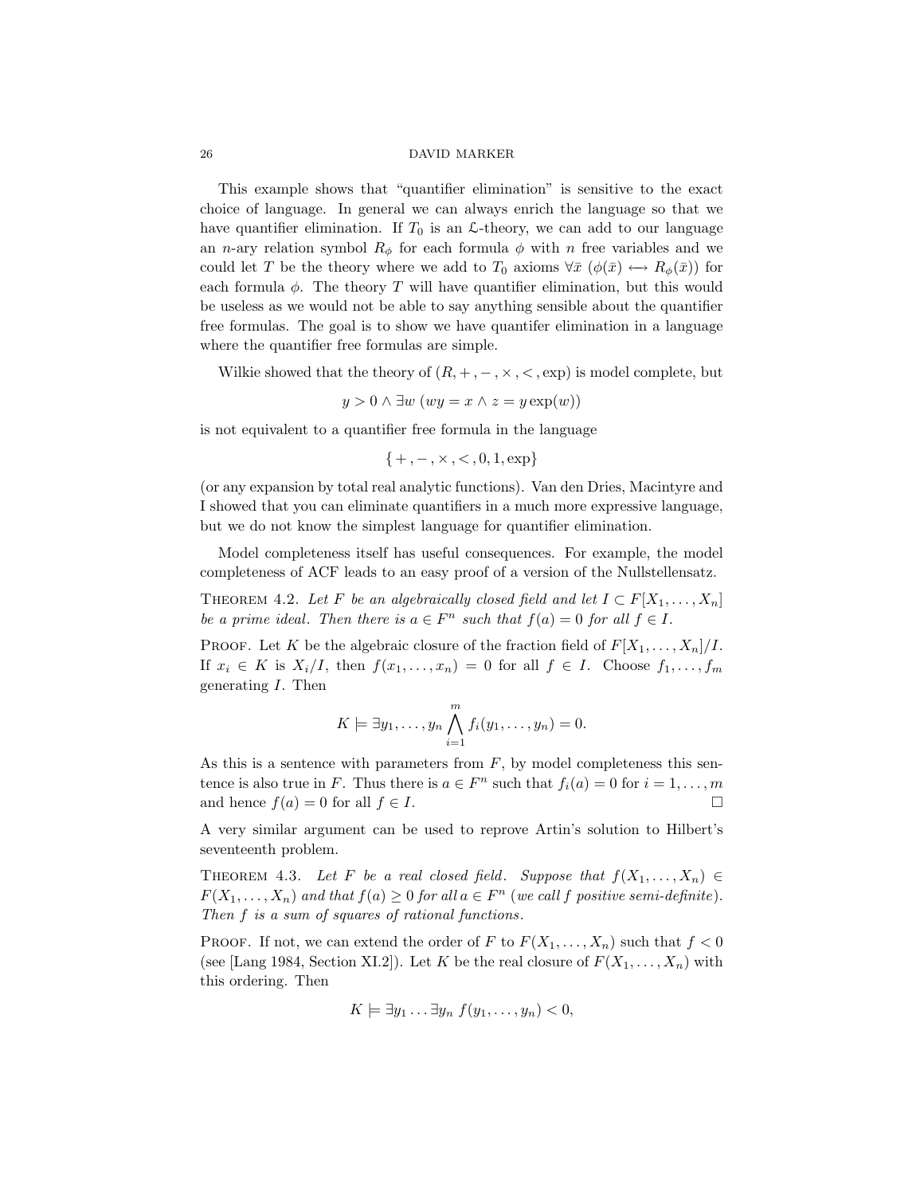This example shows that "quantifier elimination" is sensitive to the exact choice of language. In general we can always enrich the language so that we have quantifier elimination. If $T_0$ is an $\mathcal{L}$-theory, we can add to our language an $n$-ary relation symbol $R_\phi$ for each formula $\phi$ with $n$ free variables and we could let $T$ be the theory where we add to $T_0$ axioms $\forall \bar{x}\ (\phi(\bar{x}) \longleftrightarrow R_\phi(\bar{x}))$ for each formula $\phi$. The theory $T$ will have quantifier elimination, but this would be useless as we would not be able to say anything sensible about the quantifier free formulas. The goal is to show we have quantifer elimination in a language where the quantifier free formulas are simple.

Wilkie showed that the theory of $(R, +, -, \times, <, \exp)$ is model complete, but

$$y > 0 \wedge \exists w\ (wy = x \wedge z = y \exp(w))$$

is not equivalent to a quantifier free formula in the language

$$\{+, -, \times, <, 0, 1, \exp\}$$

(or any expansion by total real analytic functions). Van den Dries, Macintyre and I showed that you can eliminate quantifiers in a much more expressive language, but we do not know the simplest language for quantifier elimination.

Model completeness itself has useful consequences. For example, the model completeness of ACF leads to an easy proof of a version of the Nullstellensatz.

**Theorem 4.2.** *Let $F$ be an algebraically closed field and let $I \subset F[X_1, \ldots, X_n]$ be a prime ideal. Then there is $a \in F^n$ such that $f(a) = 0$ for all $f \in I$.*

**Proof.** Let $K$ be the algebraic closure of the fraction field of $F[X_1, \ldots, X_n]/I$. If $x_i \in K$ is $X_i/I$, then $f(x_1, \ldots, x_n) = 0$ for all $f \in I$. Choose $f_1, \ldots, f_m$ generating $I$. Then

$$K \models \exists y_1, \ldots, y_n \bigwedge_{i=1}^{m} f_i(y_1, \ldots, y_n) = 0.$$

As this is a sentence with parameters from $F$, by model completeness this sentence is also true in $F$. Thus there is $a \in F^n$ such that $f_i(a) = 0$ for $i = 1, \ldots, m$ and hence $f(a) = 0$ for all $f \in I$. $\square$

A very similar argument can be used to reprove Artin's solution to Hilbert's seventeenth problem.

**Theorem 4.3.** *Let $F$ be a real closed field. Suppose that $f(X_1, \ldots, X_n) \in F(X_1, \ldots, X_n)$ and that $f(a) \geq 0$ for all $a \in F^n$ (we call $f$ positive semi-definite). Then $f$ is a sum of squares of rational functions.*

**Proof.** If not, we can extend the order of $F$ to $F(X_1, \ldots, X_n)$ such that $f < 0$ (see [Lang 1984, Section XI.2]). Let $K$ be the real closure of $F(X_1, \ldots, X_n)$ with this ordering. Then

$$K \models \exists y_1 \ldots \exists y_n\ f(y_1, \ldots, y_n) < 0,$$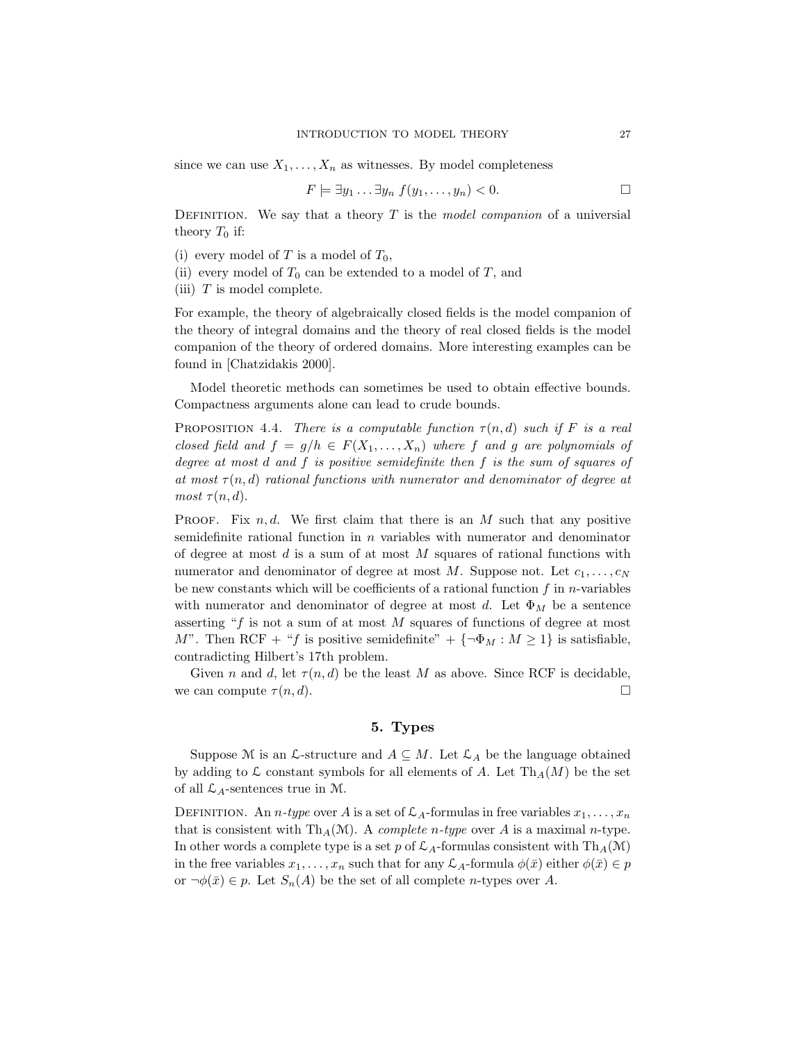since we can use $X_1, \ldots, X_n$ as witnesses. By model completeness

$$F \models \exists y_1 \ldots \exists y_n \ f(y_1, \ldots, y_n) < 0. \qquad \square$$

Definition. We say that a theory $T$ is the *model companion* of a universal theory $T_0$ if:

(i) every model of $T$ is a model of $T_0$,
(ii) every model of $T_0$ can be extended to a model of $T$, and
(iii) $T$ is model complete.

For example, the theory of algebraically closed fields is the model companion of the theory of integral domains and the theory of real closed fields is the model companion of the theory of ordered domains. More interesting examples can be found in [Chatzidakis 2000].

Model theoretic methods can sometimes be used to obtain effective bounds. Compactness arguments alone can lead to crude bounds.

Proposition 4.4. *There is a computable function $\tau(n, d)$ such if $F$ is a real closed field and $f = g/h \in F(X_1, \ldots, X_n)$ where $f$ and $g$ are polynomials of degree at most $d$ and $f$ is positive semidefinite then $f$ is the sum of squares of at most $\tau(n, d)$ rational functions with numerator and denominator of degree at most $\tau(n, d)$.*

Proof. Fix $n, d$. We first claim that there is an $M$ such that any positive semidefinite rational function in $n$ variables with numerator and denominator of degree at most $d$ is a sum of at most $M$ squares of rational functions with numerator and denominator of degree at most $M$. Suppose not. Let $c_1, \ldots, c_N$ be new constants which will be coefficients of a rational function $f$ in $n$-variables with numerator and denominator of degree at most $d$. Let $\Phi_M$ be a sentence asserting "$f$ is not a sum of at most $M$ squares of functions of degree at most $M$". Then RCF + "$f$ is positive semidefinite" + $\{\neg\Phi_M : M \geq 1\}$ is satisfiable, contradicting Hilbert's 17th problem.

Given $n$ and $d$, let $\tau(n, d)$ be the least $M$ as above. Since RCF is decidable, we can compute $\tau(n, d)$. $\square$

## 5. Types

Suppose $\mathcal{M}$ is an $\mathcal{L}$-structure and $A \subseteq M$. Let $\mathcal{L}_A$ be the language obtained by adding to $\mathcal{L}$ constant symbols for all elements of $A$. Let $\mathrm{Th}_A(M)$ be the set of all $\mathcal{L}_A$-sentences true in $\mathcal{M}$.

Definition. An *$n$-type* over $A$ is a set of $\mathcal{L}_A$-formulas in free variables $x_1, \ldots, x_n$ that is consistent with $\mathrm{Th}_A(\mathcal{M})$. A *complete $n$-type* over $A$ is a maximal $n$-type. In other words a complete type is a set $p$ of $\mathcal{L}_A$-formulas consistent with $\mathrm{Th}_A(\mathcal{M})$ in the free variables $x_1, \ldots, x_n$ such that for any $\mathcal{L}_A$-formula $\phi(\bar{x})$ either $\phi(\bar{x}) \in p$ or $\neg\phi(\bar{x}) \in p$. Let $S_n(A)$ be the set of all complete $n$-types over $A$.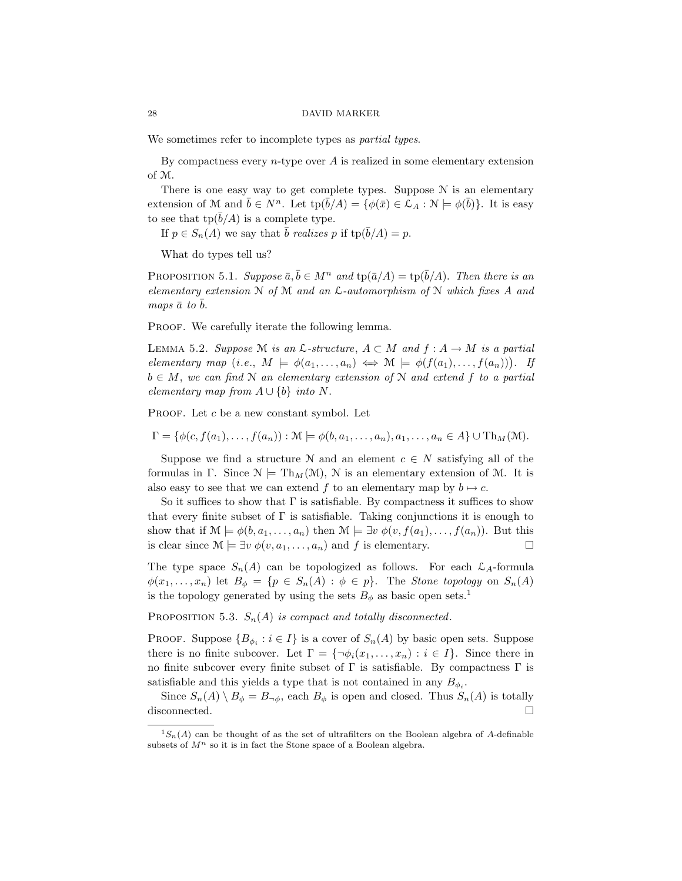We sometimes refer to incomplete types as *partial types*.

By compactness every $n$-type over $A$ is realized in some elementary extension of $\mathcal{M}$.

There is one easy way to get complete types. Suppose $\mathcal{N}$ is an elementary extension of $\mathcal{M}$ and $\bar{b} \in N^n$. Let $\operatorname{tp}(\bar{b}/A) = \{\phi(\bar{x}) \in \mathcal{L}_A : \mathcal{N} \models \phi(\bar{b})\}$. It is easy to see that $\operatorname{tp}(\bar{b}/A)$ is a complete type.

If $p \in S_n(A)$ we say that $\bar{b}$ *realizes* $p$ if $\operatorname{tp}(\bar{b}/A) = p$.

What do types tell us?

**Proposition 5.1.** *Suppose $\bar{a}, \bar{b} \in M^n$ and $\operatorname{tp}(\bar{a}/A) = \operatorname{tp}(\bar{b}/A)$. Then there is an elementary extension $\mathcal{N}$ of $\mathcal{M}$ and an $\mathcal{L}$-automorphism of $\mathcal{N}$ which fixes $A$ and maps $\bar{a}$ to $\bar{b}$.*

Proof. We carefully iterate the following lemma.

**Lemma 5.2.** *Suppose $\mathcal{M}$ is an $\mathcal{L}$-structure, $A \subset M$ and $f : A \to M$ is a partial elementary map (i.e., $M \models \phi(a_1, \ldots, a_n) \iff \mathcal{M} \models \phi(f(a_1), \ldots, f(a_n))$). If $b \in M$, we can find $\mathcal{N}$ an elementary extension of $\mathcal{N}$ and extend $f$ to a partial elementary map from $A \cup \{b\}$ into $N$.*

Proof. Let $c$ be a new constant symbol. Let

$$\Gamma = \{\phi(c, f(a_1), \ldots, f(a_n)) : \mathcal{M} \models \phi(b, a_1, \ldots, a_n), a_1, \ldots, a_n \in A\} \cup \operatorname{Th}_M(\mathcal{M}).$$

Suppose we find a structure $\mathcal{N}$ and an element $c \in N$ satisfying all of the formulas in $\Gamma$. Since $\mathcal{N} \models \operatorname{Th}_M(\mathcal{M})$, $\mathcal{N}$ is an elementary extension of $\mathcal{M}$. It is also easy to see that we can extend $f$ to an elementary map by $b \mapsto c$.

So it suffices to show that $\Gamma$ is satisfiable. By compactness it suffices to show that every finite subset of $\Gamma$ is satisfiable. Taking conjunctions it is enough to show that if $\mathcal{M} \models \phi(b, a_1, \ldots, a_n)$ then $\mathcal{M} \models \exists v\ \phi(v, f(a_1), \ldots, f(a_n))$. But this is clear since $\mathcal{M} \models \exists v\ \phi(v, a_1, \ldots, a_n)$ and $f$ is elementary. □

The type space $S_n(A)$ can be topologized as follows. For each $\mathcal{L}_A$-formula $\phi(x_1, \ldots, x_n)$ let $B_\phi = \{p \in S_n(A) : \phi \in p\}$. The *Stone topology* on $S_n(A)$ is the topology generated by using the sets $B_\phi$ as basic open sets.[1]

**Proposition 5.3.** *$S_n(A)$ is compact and totally disconnected.*

Proof. Suppose $\{B_{\phi_i} : i \in I\}$ is a cover of $S_n(A)$ by basic open sets. Suppose there is no finite subcover. Let $\Gamma = \{\neg\phi_i(x_1, \ldots, x_n) : i \in I\}$. Since there in no finite subcover every finite subset of $\Gamma$ is satisfiable. By compactness $\Gamma$ is satisfiable and this yields a type that is not contained in any $B_{\phi_i}$.

Since $S_n(A) \setminus B_\phi = B_{\neg\phi}$, each $B_\phi$ is open and closed. Thus $S_n(A)$ is totally disconnected. □

[1] $S_n(A)$ can be thought of as the set of ultrafilters on the Boolean algebra of $A$-definable subsets of $M^n$ so it is in fact the Stone space of a Boolean algebra.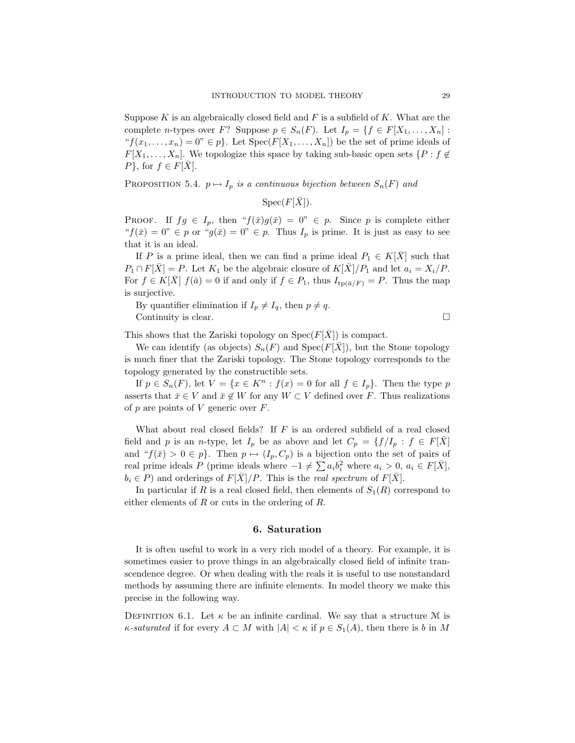Suppose $K$ is an algebraically closed field and $F$ is a subfield of $K$. What are the complete $n$-types over $F$? Suppose $p \in S_n(F)$. Let $I_p = \{f \in F[X_1, \ldots, X_n] : \text{“}f(x_1, \ldots, x_n) = 0\text{”} \in p\}$. Let $\mathrm{Spec}(F[X_1, \ldots, X_n])$ be the set of prime ideals of $F[X_1, \ldots, X_n]$. We topologize this space by taking sub-basic open sets $\{P : f \notin P\}$, for $f \in F[\bar{X}]$.

Proposition 5.4. *$p \mapsto I_p$ is a continuous bijection between $S_n(F)$ and*

$$\mathrm{Spec}(F[\bar{X}]).$$

Proof. If $fg \in I_p$, then “$f(\bar{x})g(\bar{x}) = 0$” $\in p$. Since $p$ is complete either “$f(\bar{x}) = 0$” $\in p$ or “$g(\bar{x}) = 0$” $\in p$. Thus $I_p$ is prime. It is just as easy to see that it is an ideal.

If $P$ is a prime ideal, then we can find a prime ideal $P_1 \in K[\bar{X}]$ such that $P_1 \cap F[\bar{X}] = P$. Let $K_1$ be the algebraic closure of $K[\bar{X}]/P_1$ and let $a_i = X_i/P$. For $f \in K[\bar{X}]$ $f(\bar{a}) = 0$ if and only if $f \in P_1$, thus $I_{\mathrm{tp}(\bar{a}/F)} = P$. Thus the map is surjective.

By quantifier elimination if $I_p \neq I_q$, then $p \neq q$.

Continuity is clear. $\square$

This shows that the Zariski topology on $\mathrm{Spec}(F[\bar{X}])$ is compact.

We can identify (as objects) $S_n(F)$ and $\mathrm{Spec}(F[\bar{X}])$, but the Stone topology is much finer that the Zariski topology. The Stone topology corresponds to the topology generated by the constructible sets.

If $p \in S_n(F)$, let $V = \{x \in K^n : f(x) = 0 \text{ for all } f \in I_p\}$. Then the type $p$ asserts that $\bar{x} \in V$ and $\bar{x} \notin W$ for any $W \subset V$ defined over $F$. Thus realizations of $p$ are points of $V$ generic over $F$.

What about real closed fields? If $F$ is an ordered subfield of a real closed field and $p$ is an $n$-type, let $I_p$ be as above and let $C_p = \{f/I_p : f \in F[\bar{X}] \text{ and “}f(\bar{x}) > 0 \in p\text{”}\}$. Then $p \mapsto (I_p, C_p)$ is a bijection onto the set of pairs of real prime ideals $P$ (prime ideals where $-1 \neq \sum a_i b_i^2$ where $a_i > 0$, $a_i \in F[\bar{X}]$, $b_i \in P$) and orderings of $F[\bar{X}]/P$. This is the *real spectrum* of $F[\bar{X}]$.

In particular if $R$ is a real closed field, then elements of $S_1(R)$ correspond to either elements of $R$ or cuts in the ordering of $R$.

## 6. Saturation

It is often useful to work in a very rich model of a theory. For example, it is sometimes easier to prove things in an algebraically closed field of infinite transcendence degree. Or when dealing with the reals it is useful to use nonstandard methods by assuming there are infinite elements. In model theory we make this precise in the following way.

Definition 6.1. Let $\kappa$ be an infinite cardinal. We say that a structure $\mathcal{M}$ is *$\kappa$-saturated* if for every $A \subset M$ with $|A| < \kappa$ if $p \in S_1(A)$, then there is $b$ in $M$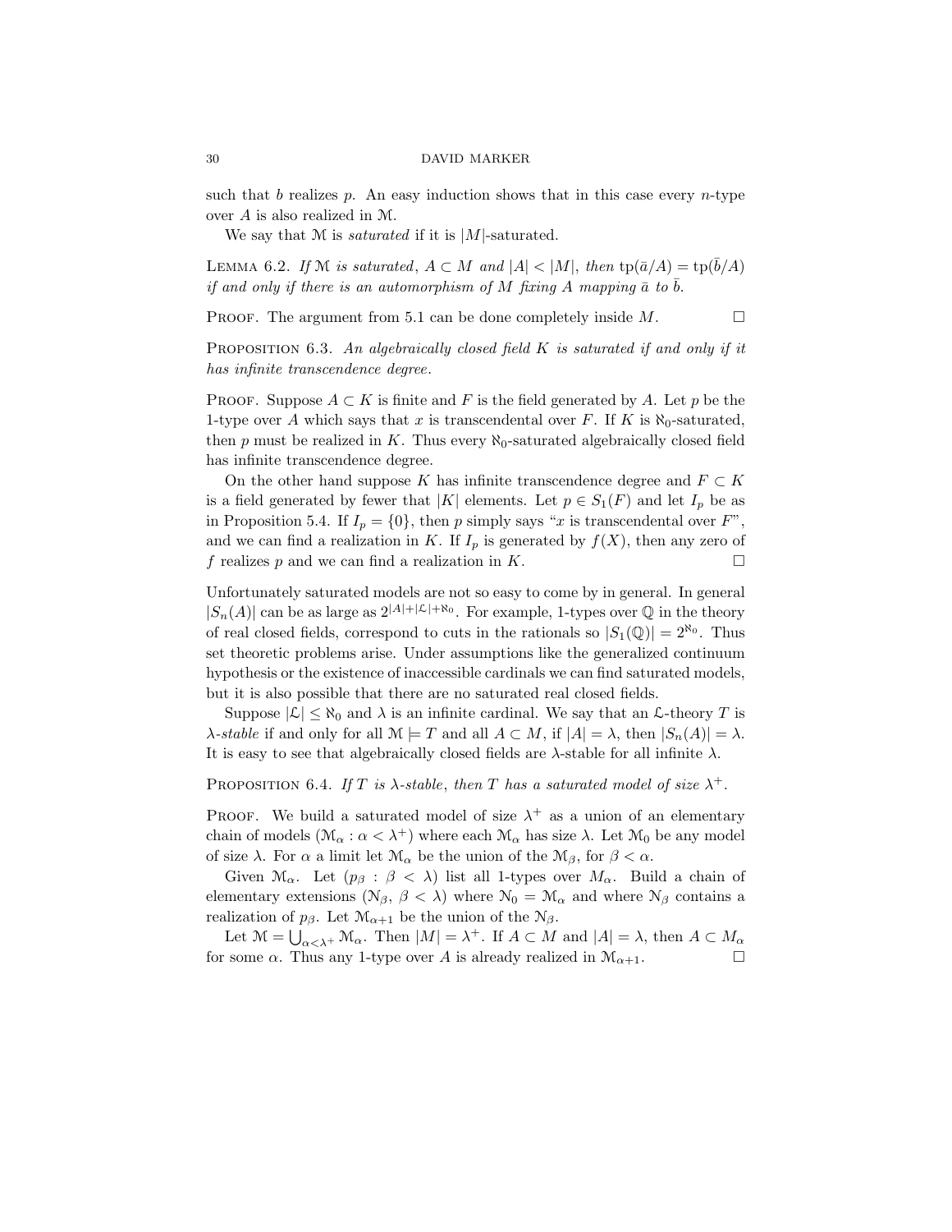such that $b$ realizes $p$. An easy induction shows that in this case every $n$-type over $A$ is also realized in $\mathcal{M}$.

We say that $\mathcal{M}$ is *saturated* if it is $|M|$-saturated.

LEMMA 6.2. *If $\mathcal{M}$ is saturated, $A \subset M$ and $|A| < |M|$, then $\text{tp}(\bar{a}/A) = \text{tp}(\bar{b}/A)$ if and only if there is an automorphism of $M$ fixing $A$ mapping $\bar{a}$ to $\bar{b}$.*

PROOF. The argument from 5.1 can be done completely inside $M$. $\square$

PROPOSITION 6.3. *An algebraically closed field $K$ is saturated if and only if it has infinite transcendence degree.*

PROOF. Suppose $A \subset K$ is finite and $F$ is the field generated by $A$. Let $p$ be the 1-type over $A$ which says that $x$ is transcendental over $F$. If $K$ is $\aleph_0$-saturated, then $p$ must be realized in $K$. Thus every $\aleph_0$-saturated algebraically closed field has infinite transcendence degree.

On the other hand suppose $K$ has infinite transcendence degree and $F \subset K$ is a field generated by fewer that $|K|$ elements. Let $p \in S_1(F)$ and let $I_p$ be as in Proposition 5.4. If $I_p = \{0\}$, then $p$ simply says "$x$ is transcendental over $F$", and we can find a realization in $K$. If $I_p$ is generated by $f(X)$, then any zero of $f$ realizes $p$ and we can find a realization in $K$. $\square$

Unfortunately saturated models are not so easy to come by in general. In general $|S_n(A)|$ can be as large as $2^{|A|+|\mathcal{L}|+\aleph_0}$. For example, 1-types over $\mathbb{Q}$ in the theory of real closed fields, correspond to cuts in the rationals so $|S_1(\mathbb{Q})| = 2^{\aleph_0}$. Thus set theoretic problems arise. Under assumptions like the generalized continuum hypothesis or the existence of inaccessible cardinals we can find saturated models, but it is also possible that there are no saturated real closed fields.

Suppose $|\mathcal{L}| \leq \aleph_0$ and $\lambda$ is an infinite cardinal. We say that an $\mathcal{L}$-theory $T$ is *$\lambda$-stable* if and only for all $\mathcal{M} \models T$ and all $A \subset M$, if $|A| = \lambda$, then $|S_n(A)| = \lambda$. It is easy to see that algebraically closed fields are $\lambda$-stable for all infinite $\lambda$.

PROPOSITION 6.4. *If $T$ is $\lambda$-stable, then $T$ has a saturated model of size $\lambda^+$.*

PROOF. We build a saturated model of size $\lambda^+$ as a union of an elementary chain of models $(\mathcal{M}_\alpha : \alpha < \lambda^+)$ where each $\mathcal{M}_\alpha$ has size $\lambda$. Let $\mathcal{M}_0$ be any model of size $\lambda$. For $\alpha$ a limit let $\mathcal{M}_\alpha$ be the union of the $\mathcal{M}_\beta$, for $\beta < \alpha$.

Given $\mathcal{M}_\alpha$. Let $(p_\beta : \beta < \lambda)$ list all 1-types over $M_\alpha$. Build a chain of elementary extensions $(\mathcal{N}_\beta, \beta < \lambda)$ where $\mathcal{N}_0 = \mathcal{M}_\alpha$ and where $\mathcal{N}_\beta$ contains a realization of $p_\beta$. Let $\mathcal{M}_{\alpha+1}$ be the union of the $\mathcal{N}_\beta$.

Let $\mathcal{M} = \bigcup_{\alpha<\lambda^+} \mathcal{M}_\alpha$. Then $|M| = \lambda^+$. If $A \subset M$ and $|A| = \lambda$, then $A \subset M_\alpha$ for some $\alpha$. Thus any 1-type over $A$ is already realized in $\mathcal{M}_{\alpha+1}$. $\square$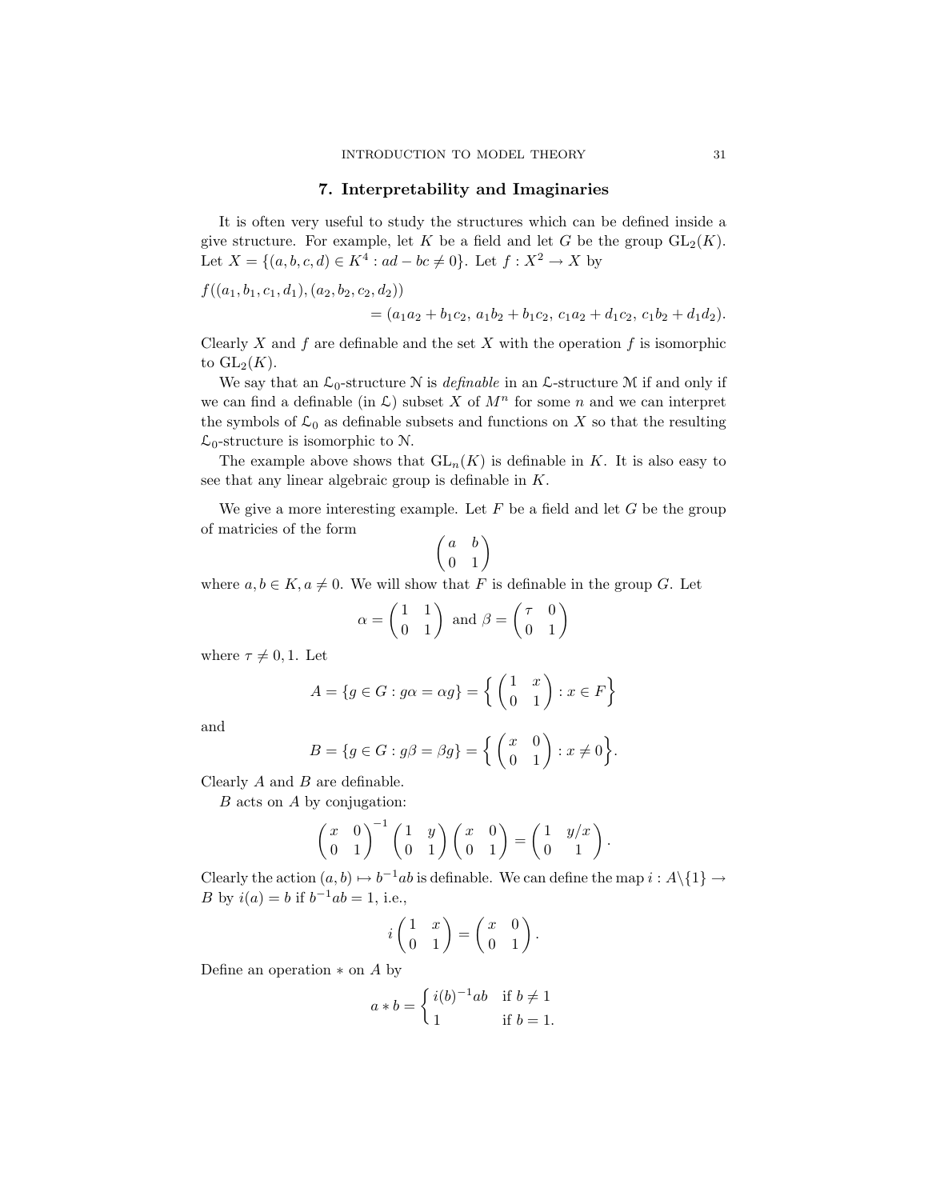## 7. Interpretability and Imaginaries

It is often very useful to study the structures which can be defined inside a give structure. For example, let $K$ be a field and let $G$ be the group $\mathrm{GL}_2(K)$. Let $X = \{(a, b, c, d) \in K^4 : ad - bc \neq 0\}$. Let $f : X^2 \to X$ by

$$f((a_1, b_1, c_1, d_1), (a_2, b_2, c_2, d_2)) \\ = (a_1a_2 + b_1c_2,\ a_1b_2 + b_1c_2,\ c_1a_2 + d_1c_2,\ c_1b_2 + d_1d_2).$$

Clearly $X$ and $f$ are definable and the set $X$ with the operation $f$ is isomorphic to $\mathrm{GL}_2(K)$.

We say that an $\mathcal{L}_0$-structure $\mathcal{N}$ is *definable* in an $\mathcal{L}$-structure $\mathcal{M}$ if and only if we can find a definable (in $\mathcal{L}$) subset $X$ of $M^n$ for some $n$ and we can interpret the symbols of $\mathcal{L}_0$ as definable subsets and functions on $X$ so that the resulting $\mathcal{L}_0$-structure is isomorphic to $\mathcal{N}$.

The example above shows that $\mathrm{GL}_n(K)$ is definable in $K$. It is also easy to see that any linear algebraic group is definable in $K$.

We give a more interesting example. Let $F$ be a field and let $G$ be the group of matricies of the form

$$\begin{pmatrix} a & b \\ 0 & 1 \end{pmatrix}$$

where $a, b \in K, a \neq 0$. We will show that $F$ is definable in the group $G$. Let

$$\alpha = \begin{pmatrix} 1 & 1 \\ 0 & 1 \end{pmatrix} \text{ and } \beta = \begin{pmatrix} \tau & 0 \\ 0 & 1 \end{pmatrix}$$

where $\tau \neq 0, 1$. Let

$$A = \{g \in G : g\alpha = \alpha g\} = \left\{ \begin{pmatrix} 1 & x \\ 0 & 1 \end{pmatrix} : x \in F \right\}$$

and

$$B = \{g \in G : g\beta = \beta g\} = \left\{ \begin{pmatrix} x & 0 \\ 0 & 1 \end{pmatrix} : x \neq 0 \right\}.$$

Clearly $A$ and $B$ are definable.

$B$ acts on $A$ by conjugation:

$$\begin{pmatrix} x & 0 \\ 0 & 1 \end{pmatrix}^{-1} \begin{pmatrix} 1 & y \\ 0 & 1 \end{pmatrix} \begin{pmatrix} x & 0 \\ 0 & 1 \end{pmatrix} = \begin{pmatrix} 1 & y/x \\ 0 & 1 \end{pmatrix}.$$

Clearly the action $(a, b) \mapsto b^{-1}ab$ is definable. We can define the map $i : A \backslash \{1\} \to B$ by $i(a) = b$ if $b^{-1}ab = 1$, i.e.,

$$i \begin{pmatrix} 1 & x \\ 0 & 1 \end{pmatrix} = \begin{pmatrix} x & 0 \\ 0 & 1 \end{pmatrix}.$$

Define an operation $*$ on $A$ by

$$a * b = \begin{cases} i(b)^{-1}ab & \text{if } b \neq 1 \\ 1 & \text{if } b = 1. \end{cases}$$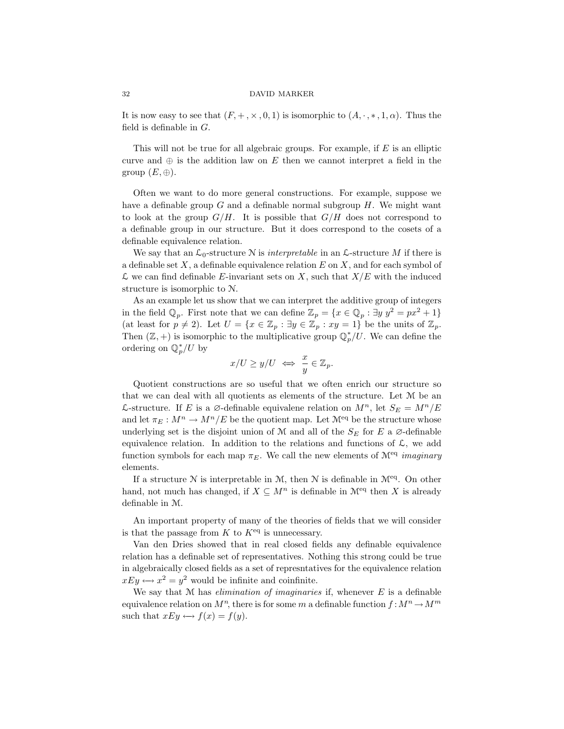It is now easy to see that $(F, +, \times, 0, 1)$ is isomorphic to $(A, \cdot, *, 1, \alpha)$. Thus the field is definable in $G$.

This will not be true for all algebraic groups. For example, if $E$ is an elliptic curve and $\oplus$ is the addition law on $E$ then we cannot interpret a field in the group $(E, \oplus)$.

Often we want to do more general constructions. For example, suppose we have a definable group $G$ and a definable normal subgroup $H$. We might want to look at the group $G/H$. It is possible that $G/H$ does not correspond to a definable group in our structure. But it does correspond to the cosets of a definable equivalence relation.

We say that an $\mathcal{L}_0$-structure $\mathcal{N}$ is *interpretable* in an $\mathcal{L}$-structure $M$ if there is a definable set $X$, a definable equivalence relation $E$ on $X$, and for each symbol of $\mathcal{L}$ we can find definable $E$-invariant sets on $X$, such that $X/E$ with the induced structure is isomorphic to $\mathcal{N}$.

As an example let us show that we can interpret the additive group of integers in the field $\mathbb{Q}_p$. First note that we can define $\mathbb{Z}_p = \{x \in \mathbb{Q}_p : \exists y \; y^2 = px^2 + 1\}$ (at least for $p \neq 2$). Let $U = \{x \in \mathbb{Z}_p : \exists y \in \mathbb{Z}_p : xy = 1\}$ be the units of $\mathbb{Z}_p$. Then $(\mathbb{Z}, +)$ is isomorphic to the multiplicative group $\mathbb{Q}_p^*/U$. We can define the ordering on $\mathbb{Q}_p^*/U$ by

$$x/U \geq y/U \iff \frac{x}{y} \in \mathbb{Z}_p.$$

Quotient constructions are so useful that we often enrich our structure so that we can deal with all quotients as elements of the structure. Let $\mathcal{M}$ be an $\mathcal{L}$-structure. If $E$ is a $\varnothing$-definable equivalene relation on $M^n$, let $S_E = M^n/E$ and let $\pi_E : M^n \to M^n/E$ be the quotient map. Let $\mathcal{M}^{\text{eq}}$ be the structure whose underlying set is the disjoint union of $\mathcal{M}$ and all of the $S_E$ for $E$ a $\varnothing$-definable equivalence relation. In addition to the relations and functions of $\mathcal{L}$, we add function symbols for each map $\pi_E$. We call the new elements of $\mathcal{M}^{\text{eq}}$ *imaginary* elements.

If a structure $\mathcal{N}$ is interpretable in $\mathcal{M}$, then $\mathcal{N}$ is definable in $\mathcal{M}^{\text{eq}}$. On other hand, not much has changed, if $X \subseteq M^n$ is definable in $\mathcal{M}^{\text{eq}}$ then $X$ is already definable in $\mathcal{M}$.

An important property of many of the theories of fields that we will consider is that the passage from $K$ to $K^{\text{eq}}$ is unnecessary.

Van den Dries showed that in real closed fields any definable equivalence relation has a definable set of representatives. Nothing this strong could be true in algebraically closed fields as a set of represntatives for the equivalence relation $xEy \longleftrightarrow x^2 = y^2$ would be infinite and coinfinite.

We say that $\mathcal{M}$ has *elimination of imaginaries* if, whenever $E$ is a definable equivalence relation on $M^n$, there is for some $m$ a definable function $f : M^n \to M^m$ such that $xEy \longleftrightarrow f(x) = f(y)$.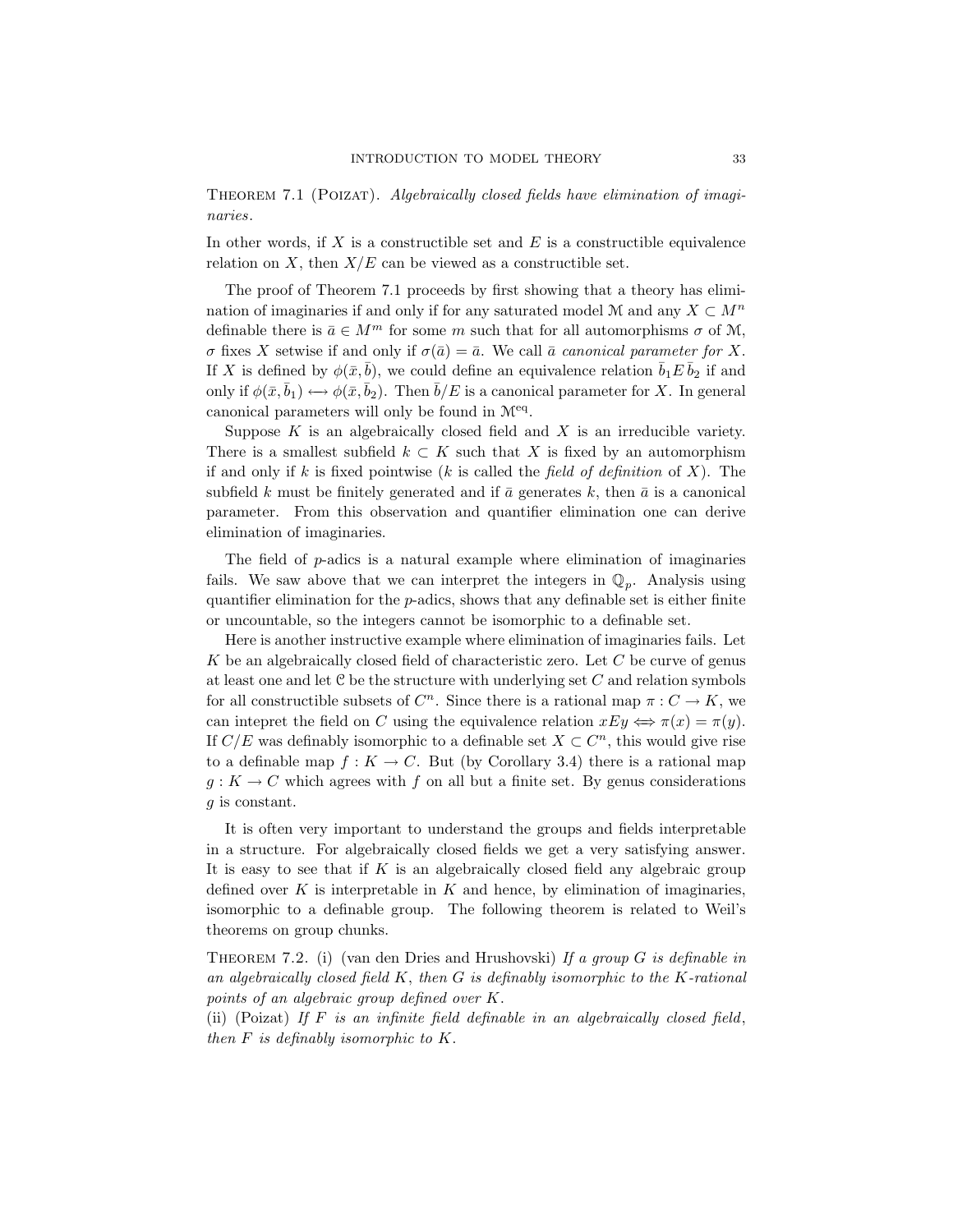Theorem 7.1 (Poizat). *Algebraically closed fields have elimination of imaginaries.*

In other words, if $X$ is a constructible set and $E$ is a constructible equivalence relation on $X$, then $X/E$ can be viewed as a constructible set.

The proof of Theorem 7.1 proceeds by first showing that a theory has elimination of imaginaries if and only if for any saturated model $\mathcal{M}$ and any $X \subset M^n$ definable there is $\bar{a} \in M^m$ for some $m$ such that for all automorphisms $\sigma$ of $\mathcal{M}$, $\sigma$ fixes $X$ setwise if and only if $\sigma(\bar{a}) = \bar{a}$. We call $\bar{a}$ *canonical parameter for* $X$. If $X$ is defined by $\phi(\bar{x}, \bar{b})$, we could define an equivalence relation $\bar{b}_1 E \bar{b}_2$ if and only if $\phi(\bar{x}, \bar{b}_1) \longleftrightarrow \phi(\bar{x}, \bar{b}_2)$. Then $\bar{b}/E$ is a canonical parameter for $X$. In general canonical parameters will only be found in $\mathcal{M}^{\mathrm{eq}}$.

Suppose $K$ is an algebraically closed field and $X$ is an irreducible variety. There is a smallest subfield $k \subset K$ such that $X$ is fixed by an automorphism if and only if $k$ is fixed pointwise ($k$ is called the *field of definition* of $X$). The subfield $k$ must be finitely generated and if $\bar{a}$ generates $k$, then $\bar{a}$ is a canonical parameter. From this observation and quantifier elimination one can derive elimination of imaginaries.

The field of $p$-adics is a natural example where elimination of imaginaries fails. We saw above that we can interpret the integers in $\mathbb{Q}_p$. Analysis using quantifier elimination for the $p$-adics, shows that any definable set is either finite or uncountable, so the integers cannot be isomorphic to a definable set.

Here is another instructive example where elimination of imaginaries fails. Let $K$ be an algebraically closed field of characteristic zero. Let $C$ be curve of genus at least one and let $\mathcal{C}$ be the structure with underlying set $C$ and relation symbols for all constructible subsets of $C^n$. Since there is a rational map $\pi : C \to K$, we can intepret the field on $C$ using the equivalence relation $xEy \iff \pi(x) = \pi(y)$. If $C/E$ was definably isomorphic to a definable set $X \subset C^n$, this would give rise to a definable map $f : K \to C$. But (by Corollary 3.4) there is a rational map $g : K \to C$ which agrees with $f$ on all but a finite set. By genus considerations $g$ is constant.

It is often very important to understand the groups and fields interpretable in a structure. For algebraically closed fields we get a very satisfying answer. It is easy to see that if $K$ is an algebraically closed field any algebraic group defined over $K$ is interpretable in $K$ and hence, by elimination of imaginaries, isomorphic to a definable group. The following theorem is related to Weil's theorems on group chunks.

Theorem 7.2. (i) (van den Dries and Hrushovski) *If a group $G$ is definable in an algebraically closed field $K$, then $G$ is definably isomorphic to the $K$-rational points of an algebraic group defined over $K$.*
(ii) (Poizat) *If $F$ is an infinite field definable in an algebraically closed field, then $F$ is definably isomorphic to $K$.*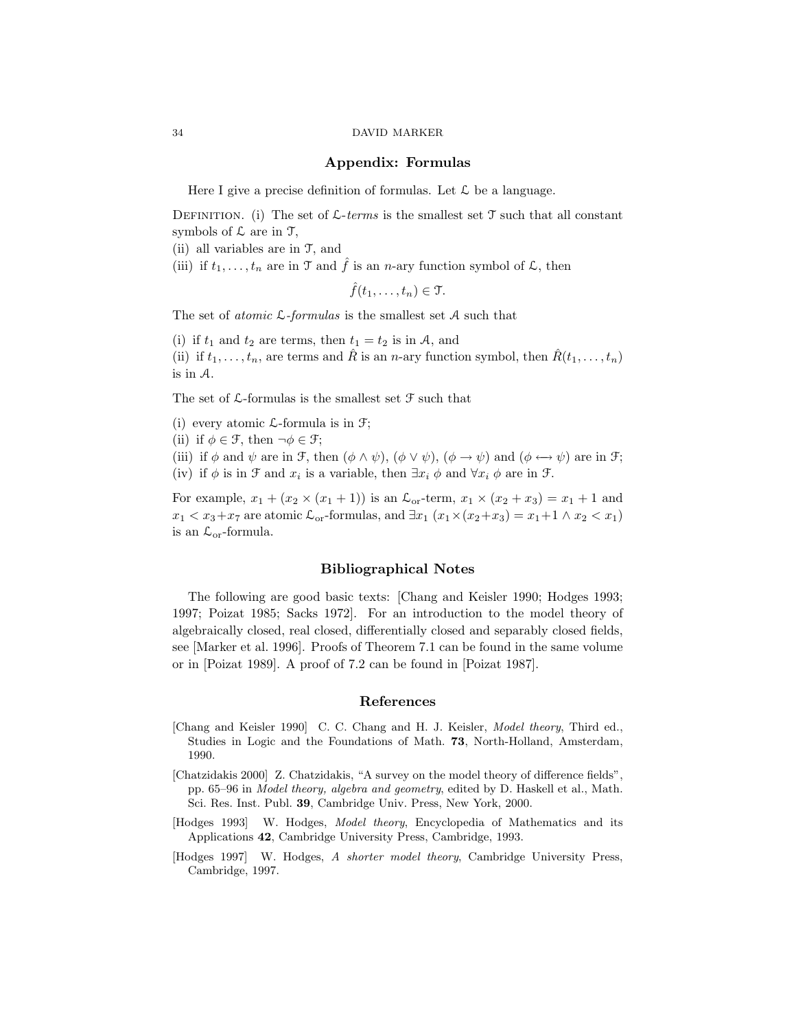## Appendix: Formulas

Here I give a precise definition of formulas. Let $\mathcal{L}$ be a language.

Definition. (i) The set of $\mathcal{L}$-*terms* is the smallest set $\mathcal{T}$ such that all constant symbols of $\mathcal{L}$ are in $\mathcal{T}$,
(ii) all variables are in $\mathcal{T}$, and
(iii) if $t_1, \ldots, t_n$ are in $\mathcal{T}$ and $\hat{f}$ is an $n$-ary function symbol of $\mathcal{L}$, then

$$\hat{f}(t_1, \ldots, t_n) \in \mathcal{T}.$$

The set of *atomic* $\mathcal{L}$-*formulas* is the smallest set $\mathcal{A}$ such that

(i) if $t_1$ and $t_2$ are terms, then $t_1 = t_2$ is in $\mathcal{A}$, and
(ii) if $t_1, \ldots, t_n$, are terms and $\hat{R}$ is an $n$-ary function symbol, then $\hat{R}(t_1, \ldots, t_n)$ is in $\mathcal{A}$.

The set of $\mathcal{L}$-formulas is the smallest set $\mathcal{F}$ such that

(i) every atomic $\mathcal{L}$-formula is in $\mathcal{F}$;
(ii) if $\phi \in \mathcal{F}$, then $\neg\phi \in \mathcal{F}$;
(iii) if $\phi$ and $\psi$ are in $\mathcal{F}$, then $(\phi \wedge \psi)$, $(\phi \vee \psi)$, $(\phi \rightarrow \psi)$ and $(\phi \longleftrightarrow \psi)$ are in $\mathcal{F}$;
(iv) if $\phi$ is in $\mathcal{F}$ and $x_i$ is a variable, then $\exists x_i\ \phi$ and $\forall x_i\ \phi$ are in $\mathcal{F}$.

For example, $x_1 + (x_2 \times (x_1 + 1))$ is an $\mathcal{L}_{\text{or}}$-term, $x_1 \times (x_2 + x_3) = x_1 + 1$ and $x_1 < x_3 + x_7$ are atomic $\mathcal{L}_{\text{or}}$-formulas, and $\exists x_1\ (x_1 \times (x_2 + x_3) = x_1 + 1 \wedge x_2 < x_1)$ is an $\mathcal{L}_{\text{or}}$-formula.

## Bibliographical Notes

The following are good basic texts: [Chang and Keisler 1990; Hodges 1993; 1997; Poizat 1985; Sacks 1972]. For an introduction to the model theory of algebraically closed, real closed, differentially closed and separably closed fields, see [Marker et al. 1996]. Proofs of Theorem 7.1 can be found in the same volume or in [Poizat 1989]. A proof of 7.2 can be found in [Poizat 1987].

## References

[Chang and Keisler 1990] C. C. Chang and H. J. Keisler, *Model theory*, Third ed., Studies in Logic and the Foundations of Math. **73**, North-Holland, Amsterdam, 1990.

[Chatzidakis 2000] Z. Chatzidakis, "A survey on the model theory of difference fields", pp. 65–96 in *Model theory, algebra and geometry*, edited by D. Haskell et al., Math. Sci. Res. Inst. Publ. **39**, Cambridge Univ. Press, New York, 2000.

[Hodges 1993] W. Hodges, *Model theory*, Encyclopedia of Mathematics and its Applications **42**, Cambridge University Press, Cambridge, 1993.

[Hodges 1997] W. Hodges, *A shorter model theory*, Cambridge University Press, Cambridge, 1997.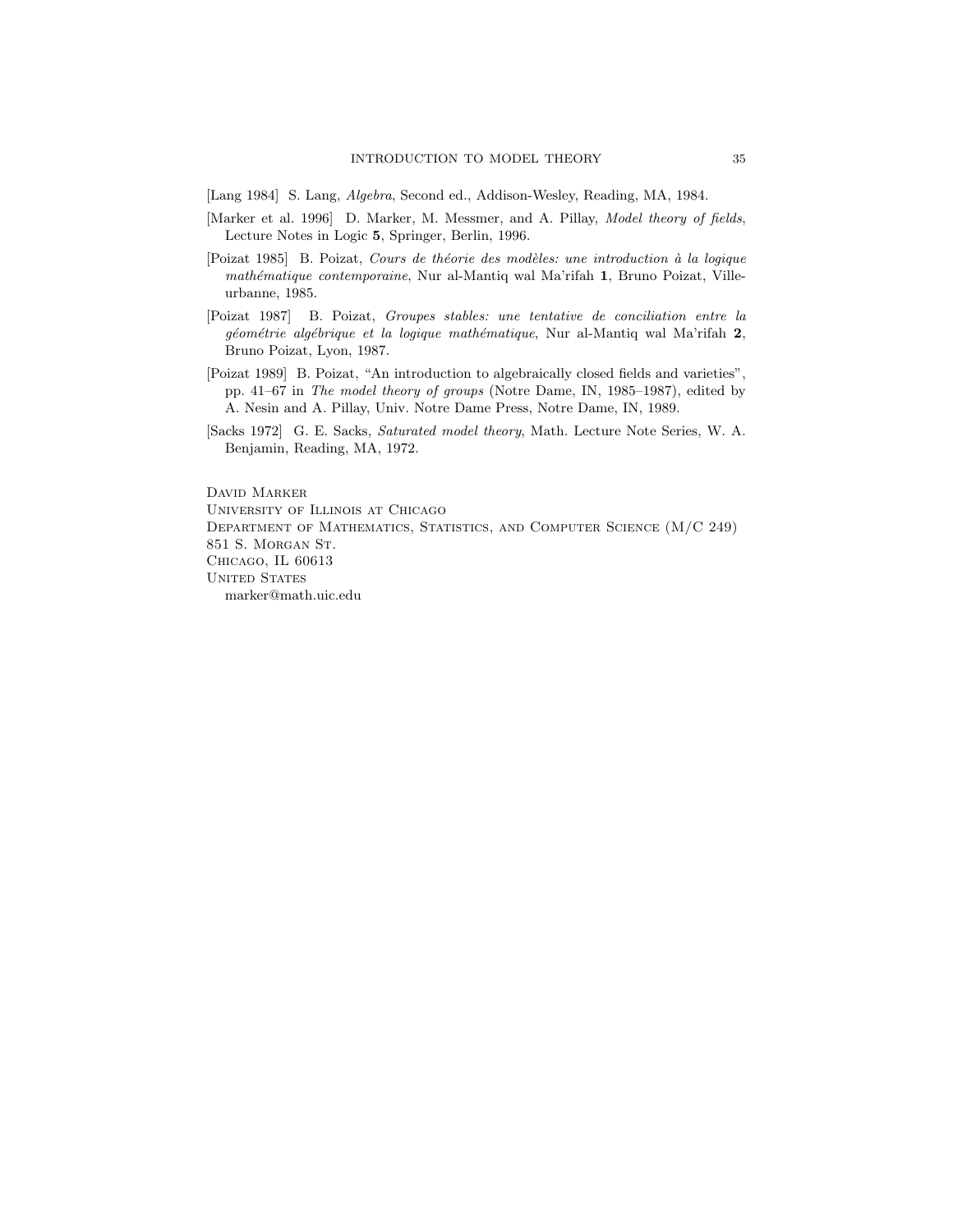[Lang 1984] S. Lang, *Algebra*, Second ed., Addison-Wesley, Reading, MA, 1984.

[Marker et al. 1996] D. Marker, M. Messmer, and A. Pillay, *Model theory of fields*, Lecture Notes in Logic **5**, Springer, Berlin, 1996.

[Poizat 1985] B. Poizat, *Cours de théorie des modèles: une introduction à la logique mathématique contemporaine*, Nur al-Mantiq wal Ma'rifah **1**, Bruno Poizat, Villeurbanne, 1985.

[Poizat 1987] B. Poizat, *Groupes stables: une tentative de conciliation entre la géométrie algébrique et la logique mathématique*, Nur al-Mantiq wal Ma'rifah **2**, Bruno Poizat, Lyon, 1987.

[Poizat 1989] B. Poizat, "An introduction to algebraically closed fields and varieties", pp. 41–67 in *The model theory of groups* (Notre Dame, IN, 1985–1987), edited by A. Nesin and A. Pillay, Univ. Notre Dame Press, Notre Dame, IN, 1989.

[Sacks 1972] G. E. Sacks, *Saturated model theory*, Math. Lecture Note Series, W. A. Benjamin, Reading, MA, 1972.

David Marker
University of Illinois at Chicago
Department of Mathematics, Statistics, and Computer Science (M/C 249)
851 S. Morgan St.
Chicago, IL 60613
United States
marker@math.uic.edu